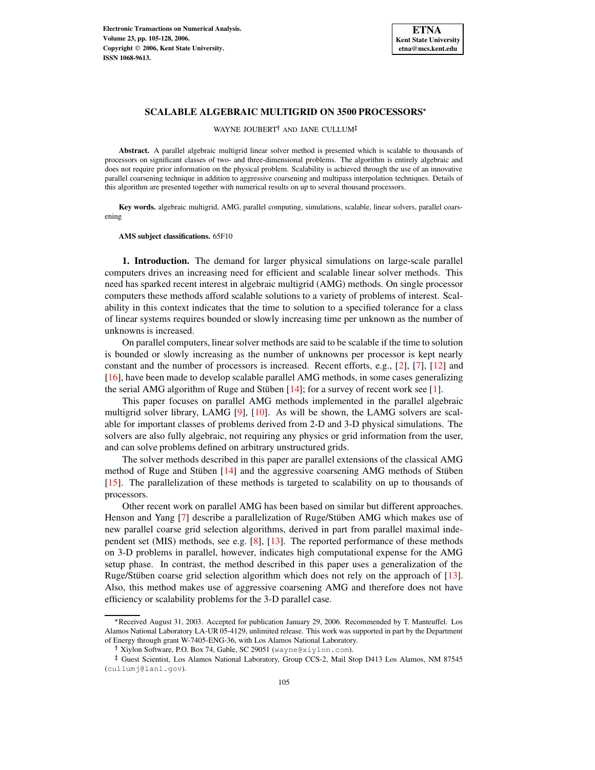# SCALABLE ALGEBRAIC MULTIGRID ON 3500 PROCESSORS*

WAYNE JOUBERT† AND JANE CULLUM‡

**Abstract.** A parallel algebraic multigrid linear solver method is presented which is scalable to thousands of processors on significant classes of two- and three-dimensional problems. The algorithm is entirely algebraic and does not require prior information on the physical problem. Scalability is achieved through the use of an innovative parallel coarsening technique in addition to aggressive coarsening and multipass interpolation techniques. Details of this algorithm are presented together with numerical results on up to several thousand processors.

**Key words.** algebraic multigrid, AMG, parallel computing, simulations, scalable, linear solvers, parallel coarsening

**AMS subject classifications.** 65F10

## 1. Introduction.

The demand for larger physical simulations on large-scale parallel computers drives an increasing need for efficient and scalable linear solver methods. This need has sparked recent interest in algebraic multigrid (AMG) methods. On single processor computers these methods afford scalable solutions to a variety of problems of interest. Scalability in this context indicates that the time to solution to a specified tolerance for a class of linear systems requires bounded or slowly increasing time per unknown as the number of unknowns is increased.

On parallel computers, linear solver methods are said to be scalable if the time to solution is bounded or slowly increasing as the number of unknowns per processor is kept nearly constant and the number of processors is increased. Recent efforts, e.g., [2], [7], [12] and [16], have been made to develop scalable parallel AMG methods, in some cases generalizing the serial AMG algorithm of Ruge and Stüben [14]; for a survey of recent work see [1].

This paper focuses on parallel AMG methods implemented in the parallel algebraic multigrid solver library, LAMG [9], [10]. As will be shown, the LAMG solvers are scalable for important classes of problems derived from 2-D and 3-D physical simulations. The solvers are also fully algebraic, not requiring any physics or grid information from the user, and can solve problems defined on arbitrary unstructured grids.

The solver methods described in this paper are parallel extensions of the classical AMG method of Ruge and Stüben [14] and the aggressive coarsening AMG methods of Stüben [15]. The parallelization of these methods is targeted to scalability on up to thousands of processors.

Other recent work on parallel AMG has been based on similar but different approaches. Henson and Yang [7] describe a parallelization of Ruge/Stüben AMG which makes use of new parallel coarse grid selection algorithms, derived in part from parallel maximal independent set (MIS) methods, see e.g. [8], [13]. The reported performance of these methods on 3-D problems in parallel, however, indicates high computational expense for the AMG setup phase. In contrast, the method described in this paper uses a generalization of the Ruge/Stüben coarse grid selection algorithm which does not rely on the approach of [13]. Also, this method makes use of aggressive coarsening AMG and therefore does not have efficiency or scalability problems for the 3-D parallel case.

---

*Received August 31, 2003. Accepted for publication January 29, 2006. Recommended by T. Manteuffel. Los Alamos National Laboratory LA-UR 05-4129, unlimited release. This work was supported in part by the Department of Energy through grant W-7405-ENG-36, with Los Alamos National Laboratory.

† Xiylon Software, P.O. Box 74, Gable, SC 29051 (wayne@xiylon.com).

‡ Guest Scientist, Los Alamos National Laboratory, Group CCS-2, Mail Stop D413 Los Alamos, NM 87545 (cullumj@lanl.gov).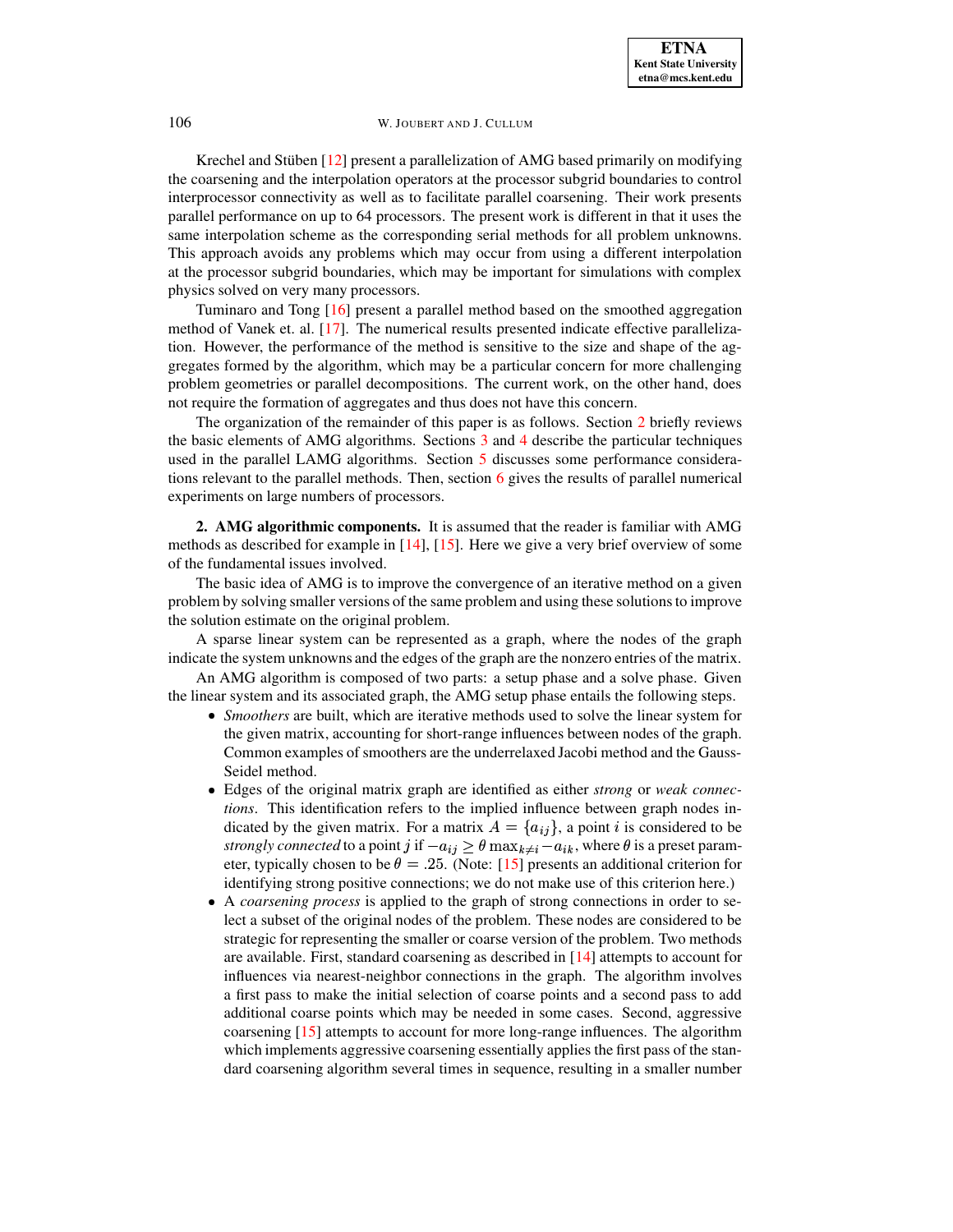Krechel and Stüben [12] present a parallelization of AMG based primarily on modifying the coarsening and the interpolation operators at the processor subgrid boundaries to control interprocessor connectivity as well as to facilitate parallel coarsening. Their work presents parallel performance on up to 64 processors. The present work is different in that it uses the same interpolation scheme as the corresponding serial methods for all problem unknowns. This approach avoids any problems which may occur from using a different interpolation at the processor subgrid boundaries, which may be important for simulations with complex physics solved on very many processors.

Tuminaro and Tong [16] present a parallel method based on the smoothed aggregation method of Vanek et. al. [17]. The numerical results presented indicate effective parallelization. However, the performance of the method is sensitive to the size and shape of the aggregates formed by the algorithm, which may be a particular concern for more challenging problem geometries or parallel decompositions. The current work, on the other hand, does not require the formation of aggregates and thus does not have this concern.

The organization of the remainder of this paper is as follows. Section 2 briefly reviews the basic elements of AMG algorithms. Sections 3 and 4 describe the particular techniques used in the parallel LAMG algorithms. Section 5 discusses some performance considerations relevant to the parallel methods. Then, section 6 gives the results of parallel numerical experiments on large numbers of processors.

## 2. AMG algorithmic components.

It is assumed that the reader is familiar with AMG methods as described for example in [14], [15]. Here we give a very brief overview of some of the fundamental issues involved.

The basic idea of AMG is to improve the convergence of an iterative method on a given problem by solving smaller versions of the same problem and using these solutions to improve the solution estimate on the original problem.

A sparse linear system can be represented as a graph, where the nodes of the graph indicate the system unknowns and the edges of the graph are the nonzero entries of the matrix.

An AMG algorithm is composed of two parts: a setup phase and a solve phase. Given the linear system and its associated graph, the AMG setup phase entails the following steps.

- *Smoothers* are built, which are iterative methods used to solve the linear system for the given matrix, accounting for short-range influences between nodes of the graph. Common examples of smoothers are the underrelaxed Jacobi method and the Gauss-Seidel method.
- Edges of the original matrix graph are identified as either *strong* or *weak connections*. This identification refers to the implied influence between graph nodes indicated by the given matrix. For a matrix $A = \{a_{ij}\}$, a point $i$ is considered to be *strongly connected* to a point $j$ if $-a_{ij} \geq \theta \max_{k \neq i} -a_{ik}$, where $\theta$ is a preset parameter, typically chosen to be $\theta = .25$. (Note: [15] presents an additional criterion for identifying strong positive connections; we do not make use of this criterion here.)
- A *coarsening process* is applied to the graph of strong connections in order to select a subset of the original nodes of the problem. These nodes are considered to be strategic for representing the smaller or coarse version of the problem. Two methods are available. First, standard coarsening as described in [14] attempts to account for influences via nearest-neighbor connections in the graph. The algorithm involves a first pass to make the initial selection of coarse points and a second pass to add additional coarse points which may be needed in some cases. Second, aggressive coarsening [15] attempts to account for more long-range influences. The algorithm which implements aggressive coarsening essentially applies the first pass of the standard coarsening algorithm several times in sequence, resulting in a smaller number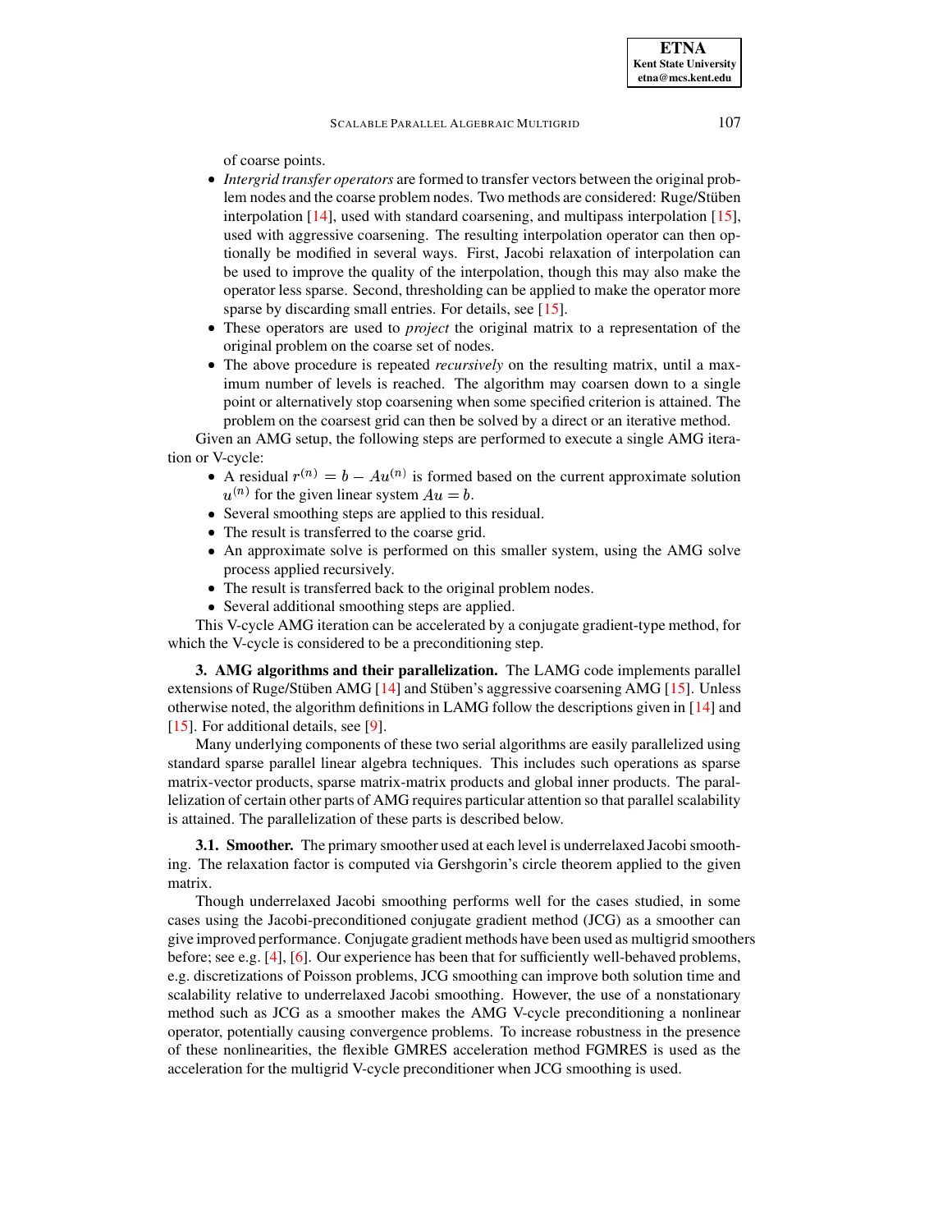of coarse points.

- *Intergrid transfer operators* are formed to transfer vectors between the original problem nodes and the coarse problem nodes. Two methods are considered: Ruge/Stüben interpolation [14], used with standard coarsening, and multipass interpolation [15], used with aggressive coarsening. The resulting interpolation operator can then optionally be modified in several ways. First, Jacobi relaxation of interpolation can be used to improve the quality of the interpolation, though this may also make the operator less sparse. Second, thresholding can be applied to make the operator more sparse by discarding small entries. For details, see [15].
- These operators are used to *project* the original matrix to a representation of the original problem on the coarse set of nodes.
- The above procedure is repeated *recursively* on the resulting matrix, until a maximum number of levels is reached. The algorithm may coarsen down to a single point or alternatively stop coarsening when some specified criterion is attained. The problem on the coarsest grid can then be solved by a direct or an iterative method.

Given an AMG setup, the following steps are performed to execute a single AMG iteration or V-cycle:

- A residual $r^{(n)} = b - Au^{(n)}$ is formed based on the current approximate solution $u^{(n)}$ for the given linear system $Au = b$.
- Several smoothing steps are applied to this residual.
- The result is transferred to the coarse grid.
- An approximate solve is performed on this smaller system, using the AMG solve process applied recursively.
- The result is transferred back to the original problem nodes.
- Several additional smoothing steps are applied.

This V-cycle AMG iteration can be accelerated by a conjugate gradient-type method, for which the V-cycle is considered to be a preconditioning step.

## 3. AMG algorithms and their parallelization.

The LAMG code implements parallel extensions of Ruge/Stüben AMG [14] and Stüben's aggressive coarsening AMG [15]. Unless otherwise noted, the algorithm definitions in LAMG follow the descriptions given in [14] and [15]. For additional details, see [9].

Many underlying components of these two serial algorithms are easily parallelized using standard sparse parallel linear algebra techniques. This includes such operations as sparse matrix-vector products, sparse matrix-matrix products and global inner products. The parallelization of certain other parts of AMG requires particular attention so that parallel scalability is attained. The parallelization of these parts is described below.

### 3.1. Smoother.

The primary smoother used at each level is underrelaxed Jacobi smoothing. The relaxation factor is computed via Gershgorin's circle theorem applied to the given matrix.

Though underrelaxed Jacobi smoothing performs well for the cases studied, in some cases using the Jacobi-preconditioned conjugate gradient method (JCG) as a smoother can give improved performance. Conjugate gradient methods have been used as multigrid smoothers before; see e.g. [4], [6]. Our experience has been that for sufficiently well-behaved problems, e.g. discretizations of Poisson problems, JCG smoothing can improve both solution time and scalability relative to underrelaxed Jacobi smoothing. However, the use of a nonstationary method such as JCG as a smoother makes the AMG V-cycle preconditioning a nonlinear operator, potentially causing convergence problems. To increase robustness in the presence of these nonlinearities, the flexible GMRES acceleration method FGMRES is used as the acceleration for the multigrid V-cycle preconditioner when JCG smoothing is used.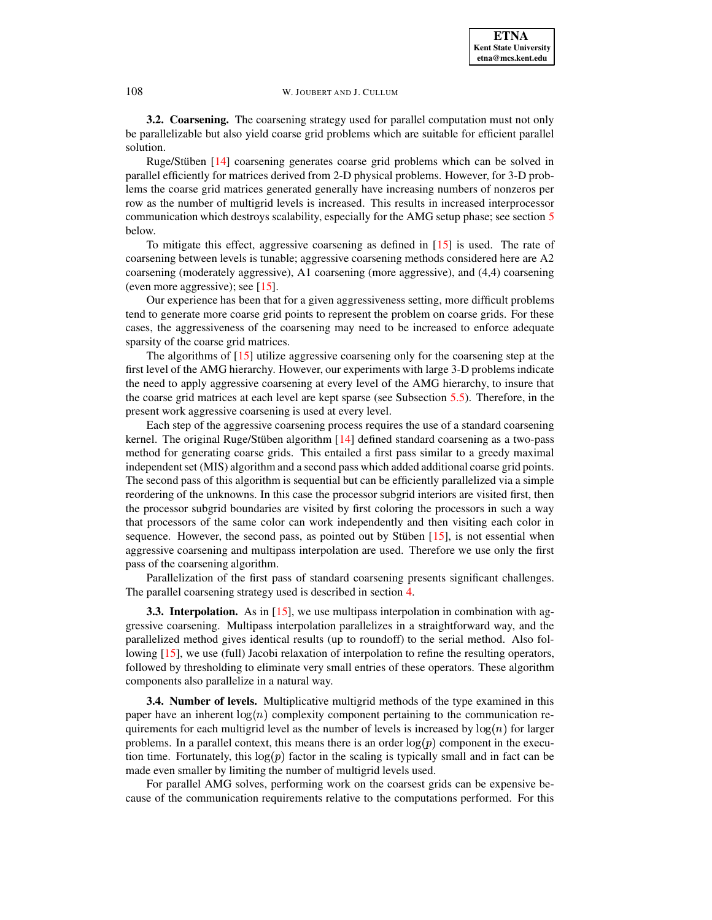**3.2. Coarsening.** The coarsening strategy used for parallel computation must not only be parallelizable but also yield coarse grid problems which are suitable for efficient parallel solution.

Ruge/Stüben [14] coarsening generates coarse grid problems which can be solved in parallel efficiently for matrices derived from 2-D physical problems. However, for 3-D problems the coarse grid matrices generated generally have increasing numbers of nonzeros per row as the number of multigrid levels is increased. This results in increased interprocessor communication which destroys scalability, especially for the AMG setup phase; see section 5 below.

To mitigate this effect, aggressive coarsening as defined in [15] is used. The rate of coarsening between levels is tunable; aggressive coarsening methods considered here are A2 coarsening (moderately aggressive), A1 coarsening (more aggressive), and (4,4) coarsening (even more aggressive); see [15].

Our experience has been that for a given aggressiveness setting, more difficult problems tend to generate more coarse grid points to represent the problem on coarse grids. For these cases, the aggressiveness of the coarsening may need to be increased to enforce adequate sparsity of the coarse grid matrices.

The algorithms of [15] utilize aggressive coarsening only for the coarsening step at the first level of the AMG hierarchy. However, our experiments with large 3-D problems indicate the need to apply aggressive coarsening at every level of the AMG hierarchy, to insure that the coarse grid matrices at each level are kept sparse (see Subsection 5.5). Therefore, in the present work aggressive coarsening is used at every level.

Each step of the aggressive coarsening process requires the use of a standard coarsening kernel. The original Ruge/Stüben algorithm [14] defined standard coarsening as a two-pass method for generating coarse grids. This entailed a first pass similar to a greedy maximal independent set (MIS) algorithm and a second pass which added additional coarse grid points. The second pass of this algorithm is sequential but can be efficiently parallelized via a simple reordering of the unknowns. In this case the processor subgrid interiors are visited first, then the processor subgrid boundaries are visited by first coloring the processors in such a way that processors of the same color can work independently and then visiting each color in sequence. However, the second pass, as pointed out by Stüben [15], is not essential when aggressive coarsening and multipass interpolation are used. Therefore we use only the first pass of the coarsening algorithm.

Parallelization of the first pass of standard coarsening presents significant challenges. The parallel coarsening strategy used is described in section 4.

**3.3. Interpolation.** As in [15], we use multipass interpolation in combination with aggressive coarsening. Multipass interpolation parallelizes in a straightforward way, and the parallelized method gives identical results (up to roundoff) to the serial method. Also following [15], we use (full) Jacobi relaxation of interpolation to refine the resulting operators, followed by thresholding to eliminate very small entries of these operators. These algorithm components also parallelize in a natural way.

**3.4. Number of levels.** Multiplicative multigrid methods of the type examined in this paper have an inherent $\log(n)$ complexity component pertaining to the communication requirements for each multigrid level as the number of levels is increased by $\log(n)$ for larger problems. In a parallel context, this means there is an order $\log(p)$ component in the execution time. Fortunately, this $\log(p)$ factor in the scaling is typically small and in fact can be made even smaller by limiting the number of multigrid levels used.

For parallel AMG solves, performing work on the coarsest grids can be expensive because of the communication requirements relative to the computations performed. For this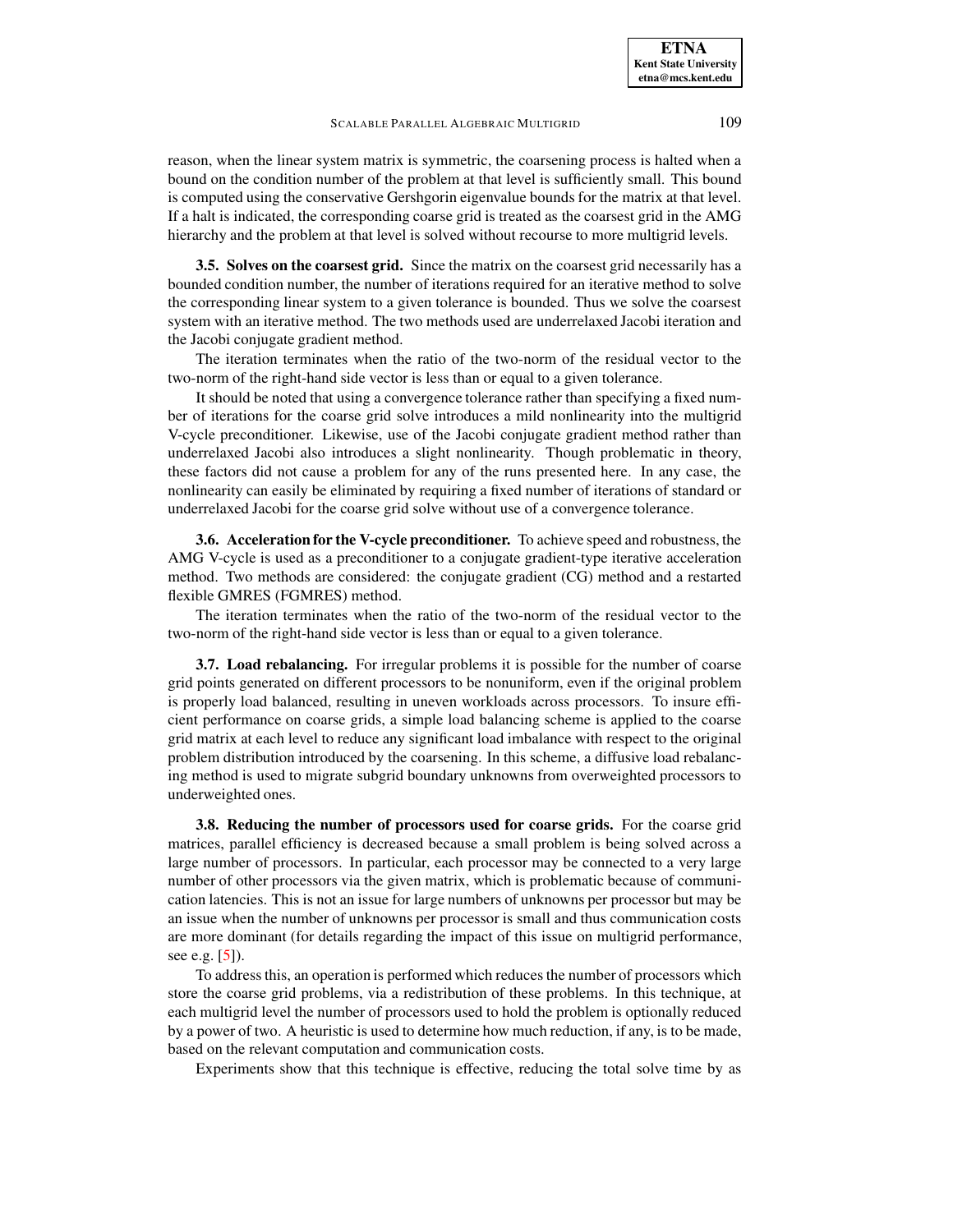reason, when the linear system matrix is symmetric, the coarsening process is halted when a bound on the condition number of the problem at that level is sufficiently small. This bound is computed using the conservative Gershgorin eigenvalue bounds for the matrix at that level. If a halt is indicated, the corresponding coarse grid is treated as the coarsest grid in the AMG hierarchy and the problem at that level is solved without recourse to more multigrid levels.

**3.5. Solves on the coarsest grid.** Since the matrix on the coarsest grid necessarily has a bounded condition number, the number of iterations required for an iterative method to solve the corresponding linear system to a given tolerance is bounded. Thus we solve the coarsest system with an iterative method. The two methods used are underrelaxed Jacobi iteration and the Jacobi conjugate gradient method.

The iteration terminates when the ratio of the two-norm of the residual vector to the two-norm of the right-hand side vector is less than or equal to a given tolerance.

It should be noted that using a convergence tolerance rather than specifying a fixed number of iterations for the coarse grid solve introduces a mild nonlinearity into the multigrid V-cycle preconditioner. Likewise, use of the Jacobi conjugate gradient method rather than underrelaxed Jacobi also introduces a slight nonlinearity. Though problematic in theory, these factors did not cause a problem for any of the runs presented here. In any case, the nonlinearity can easily be eliminated by requiring a fixed number of iterations of standard or underrelaxed Jacobi for the coarse grid solve without use of a convergence tolerance.

**3.6. Acceleration for the V-cycle preconditioner.** To achieve speed and robustness, the AMG V-cycle is used as a preconditioner to a conjugate gradient-type iterative acceleration method. Two methods are considered: the conjugate gradient (CG) method and a restarted flexible GMRES (FGMRES) method.

The iteration terminates when the ratio of the two-norm of the residual vector to the two-norm of the right-hand side vector is less than or equal to a given tolerance.

**3.7. Load rebalancing.** For irregular problems it is possible for the number of coarse grid points generated on different processors to be nonuniform, even if the original problem is properly load balanced, resulting in uneven workloads across processors. To insure efficient performance on coarse grids, a simple load balancing scheme is applied to the coarse grid matrix at each level to reduce any significant load imbalance with respect to the original problem distribution introduced by the coarsening. In this scheme, a diffusive load rebalancing method is used to migrate subgrid boundary unknowns from overweighted processors to underweighted ones.

**3.8. Reducing the number of processors used for coarse grids.** For the coarse grid matrices, parallel efficiency is decreased because a small problem is being solved across a large number of processors. In particular, each processor may be connected to a very large number of other processors via the given matrix, which is problematic because of communication latencies. This is not an issue for large numbers of unknowns per processor but may be an issue when the number of unknowns per processor is small and thus communication costs are more dominant (for details regarding the impact of this issue on multigrid performance, see e.g. [5]).

To address this, an operation is performed which reduces the number of processors which store the coarse grid problems, via a redistribution of these problems. In this technique, at each multigrid level the number of processors used to hold the problem is optionally reduced by a power of two. A heuristic is used to determine how much reduction, if any, is to be made, based on the relevant computation and communication costs.

Experiments show that this technique is effective, reducing the total solve time by as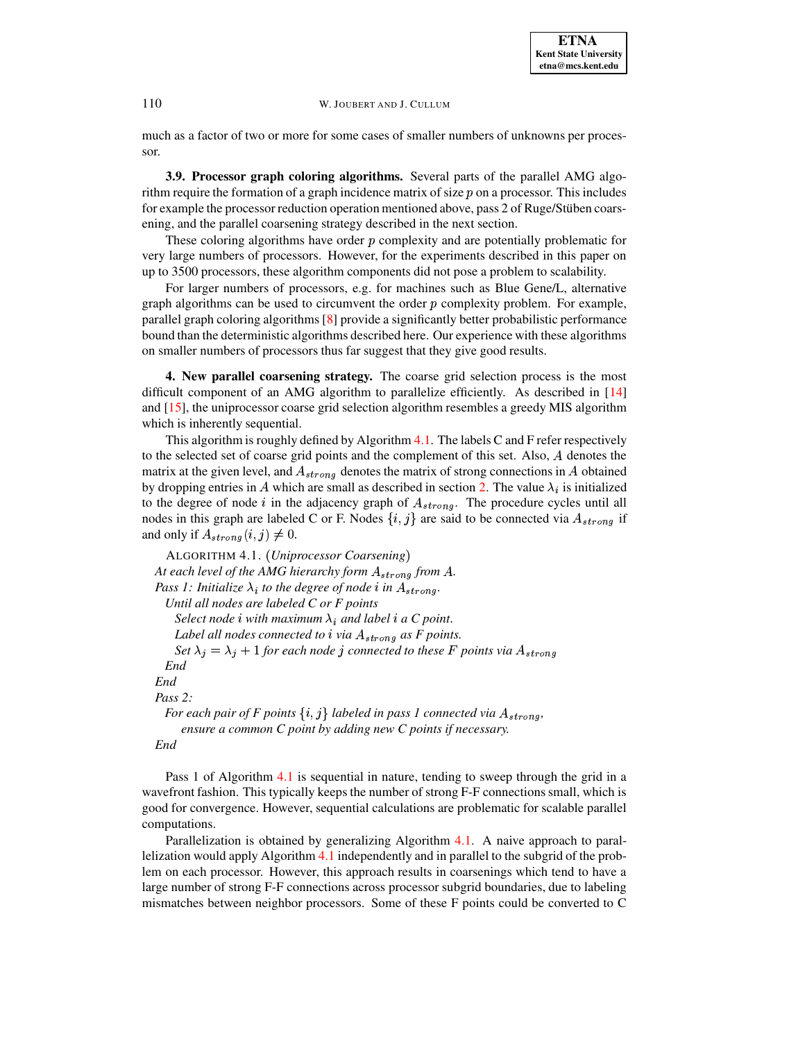much as a factor of two or more for some cases of smaller numbers of unknowns per processor.

**3.9. Processor graph coloring algorithms.** Several parts of the parallel AMG algorithm require the formation of a graph incidence matrix of size $p$ on a processor. This includes for example the processor reduction operation mentioned above, pass 2 of Ruge/Stüben coarsening, and the parallel coarsening strategy described in the next section.

These coloring algorithms have order $p$ complexity and are potentially problematic for very large numbers of processors. However, for the experiments described in this paper on up to 3500 processors, these algorithm components did not pose a problem to scalability.

For larger numbers of processors, e.g. for machines such as Blue Gene/L, alternative graph algorithms can be used to circumvent the order $p$ complexity problem. For example, parallel graph coloring algorithms [8] provide a significantly better probabilistic performance bound than the deterministic algorithms described here. Our experience with these algorithms on smaller numbers of processors thus far suggest that they give good results.

## 4. New parallel coarsening strategy.

The coarse grid selection process is the most difficult component of an AMG algorithm to parallelize efficiently. As described in [14] and [15], the uniprocessor coarse grid selection algorithm resembles a greedy MIS algorithm which is inherently sequential.

This algorithm is roughly defined by Algorithm 4.1. The labels C and F refer respectively to the selected set of coarse grid points and the complement of this set. Also, $A$ denotes the matrix at the given level, and $A_{strong}$ denotes the matrix of strong connections in $A$ obtained by dropping entries in $A$ which are small as described in section 2. The value $\lambda_i$ is initialized to the degree of node $i$ in the adjacency graph of $A_{strong}$. The procedure cycles until all nodes in this graph are labeled C or F. Nodes $\{i, j\}$ are said to be connected via $A_{strong}$ if and only if $A_{strong}(i, j) \neq 0$.

ALGORITHM 4.1. (*Uniprocessor Coarsening*)
*At each level of the AMG hierarchy form $A_{strong}$ from $A$.*
*Pass 1: Initialize $\lambda_i$ to the degree of node $i$ in $A_{strong}$.*
&nbsp;&nbsp;&nbsp;&nbsp;*Until all nodes are labeled C or F points*
&nbsp;&nbsp;&nbsp;&nbsp;&nbsp;&nbsp;&nbsp;&nbsp;*Select node $i$ with maximum $\lambda_i$ and label $i$ a C point.*
&nbsp;&nbsp;&nbsp;&nbsp;&nbsp;&nbsp;&nbsp;&nbsp;*Label all nodes connected to $i$ via $A_{strong}$ as F points.*
&nbsp;&nbsp;&nbsp;&nbsp;&nbsp;&nbsp;&nbsp;&nbsp;*Set $\lambda_j = \lambda_j + 1$ for each node $j$ connected to these F points via $A_{strong}$*
&nbsp;&nbsp;&nbsp;&nbsp;*End*
*End*
*Pass 2:*
&nbsp;&nbsp;&nbsp;&nbsp;*For each pair of F points $\{i, j\}$ labeled in pass 1 connected via $A_{strong}$,*
&nbsp;&nbsp;&nbsp;&nbsp;&nbsp;&nbsp;&nbsp;&nbsp;*ensure a common C point by adding new C points if necessary.*
*End*

Pass 1 of Algorithm 4.1 is sequential in nature, tending to sweep through the grid in a wavefront fashion. This typically keeps the number of strong F-F connections small, which is good for convergence. However, sequential calculations are problematic for scalable parallel computations.

Parallelization is obtained by generalizing Algorithm 4.1. A naive approach to parallelization would apply Algorithm 4.1 independently and in parallel to the subgrid of the problem on each processor. However, this approach results in coarsenings which tend to have a large number of strong F-F connections across processor subgrid boundaries, due to labeling mismatches between neighbor processors. Some of these F points could be converted to C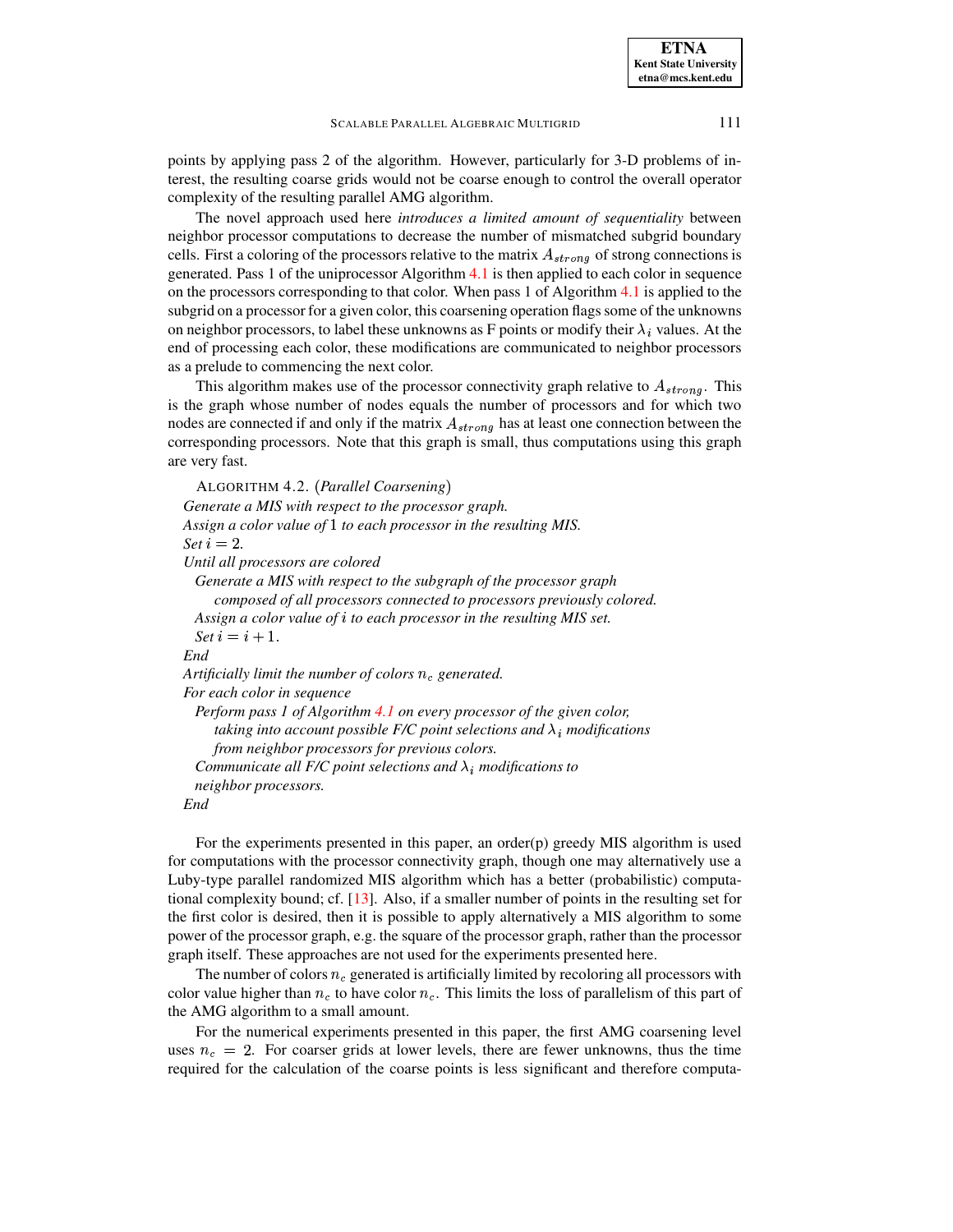points by applying pass 2 of the algorithm. However, particularly for 3-D problems of interest, the resulting coarse grids would not be coarse enough to control the overall operator complexity of the resulting parallel AMG algorithm.

The novel approach used here *introduces a limited amount of sequentiality* between neighbor processor computations to decrease the number of mismatched subgrid boundary cells. First a coloring of the processors relative to the matrix $A_{strong}$ of strong connections is generated. Pass 1 of the uniprocessor Algorithm 4.1 is then applied to each color in sequence on the processors corresponding to that color. When pass 1 of Algorithm 4.1 is applied to the subgrid on a processor for a given color, this coarsening operation flags some of the unknowns on neighbor processors, to label these unknowns as F points or modify their $\lambda_i$ values. At the end of processing each color, these modifications are communicated to neighbor processors as a prelude to commencing the next color.

This algorithm makes use of the processor connectivity graph relative to $A_{strong}$. This is the graph whose number of nodes equals the number of processors and for which two nodes are connected if and only if the matrix $A_{strong}$ has at least one connection between the corresponding processors. Note that this graph is small, thus computations using this graph are very fast.

ALGORITHM 4.2. (*Parallel Coarsening*)

*Generate a MIS with respect to the processor graph.*
*Assign a color value of* $1$ *to each processor in the resulting MIS.*
*Set* $i = 2$.
*Until all processors are colored*
&nbsp;&nbsp;&nbsp;&nbsp;*Generate a MIS with respect to the subgraph of the processor graph*
&nbsp;&nbsp;&nbsp;&nbsp;&nbsp;&nbsp;&nbsp;&nbsp;*composed of all processors connected to processors previously colored.*
&nbsp;&nbsp;&nbsp;&nbsp;*Assign a color value of* $i$ *to each processor in the resulting MIS set.*
&nbsp;&nbsp;&nbsp;&nbsp;*Set* $i = i + 1$.
*End*
*Artificially limit the number of colors* $n_c$ *generated.*
*For each color in sequence*
&nbsp;&nbsp;&nbsp;&nbsp;*Perform pass 1 of Algorithm 4.1 on every processor of the given color,*
&nbsp;&nbsp;&nbsp;&nbsp;&nbsp;&nbsp;&nbsp;&nbsp;*taking into account possible F/C point selections and* $\lambda_i$ *modifications*
&nbsp;&nbsp;&nbsp;&nbsp;&nbsp;&nbsp;&nbsp;&nbsp;*from neighbor processors for previous colors.*
&nbsp;&nbsp;&nbsp;&nbsp;*Communicate all F/C point selections and* $\lambda_i$ *modifications to*
&nbsp;&nbsp;&nbsp;&nbsp;*neighbor processors.*
*End*

For the experiments presented in this paper, an order(p) greedy MIS algorithm is used for computations with the processor connectivity graph, though one may alternatively use a Luby-type parallel randomized MIS algorithm which has a better (probabilistic) computational complexity bound; cf. [13]. Also, if a smaller number of points in the resulting set for the first color is desired, then it is possible to apply alternatively a MIS algorithm to some power of the processor graph, e.g. the square of the processor graph, rather than the processor graph itself. These approaches are not used for the experiments presented here.

The number of colors $n_c$ generated is artificially limited by recoloring all processors with color value higher than $n_c$ to have color $n_c$. This limits the loss of parallelism of this part of the AMG algorithm to a small amount.

For the numerical experiments presented in this paper, the first AMG coarsening level uses $n_c = 2$. For coarser grids at lower levels, there are fewer unknowns, thus the time required for the calculation of the coarse points is less significant and therefore computa-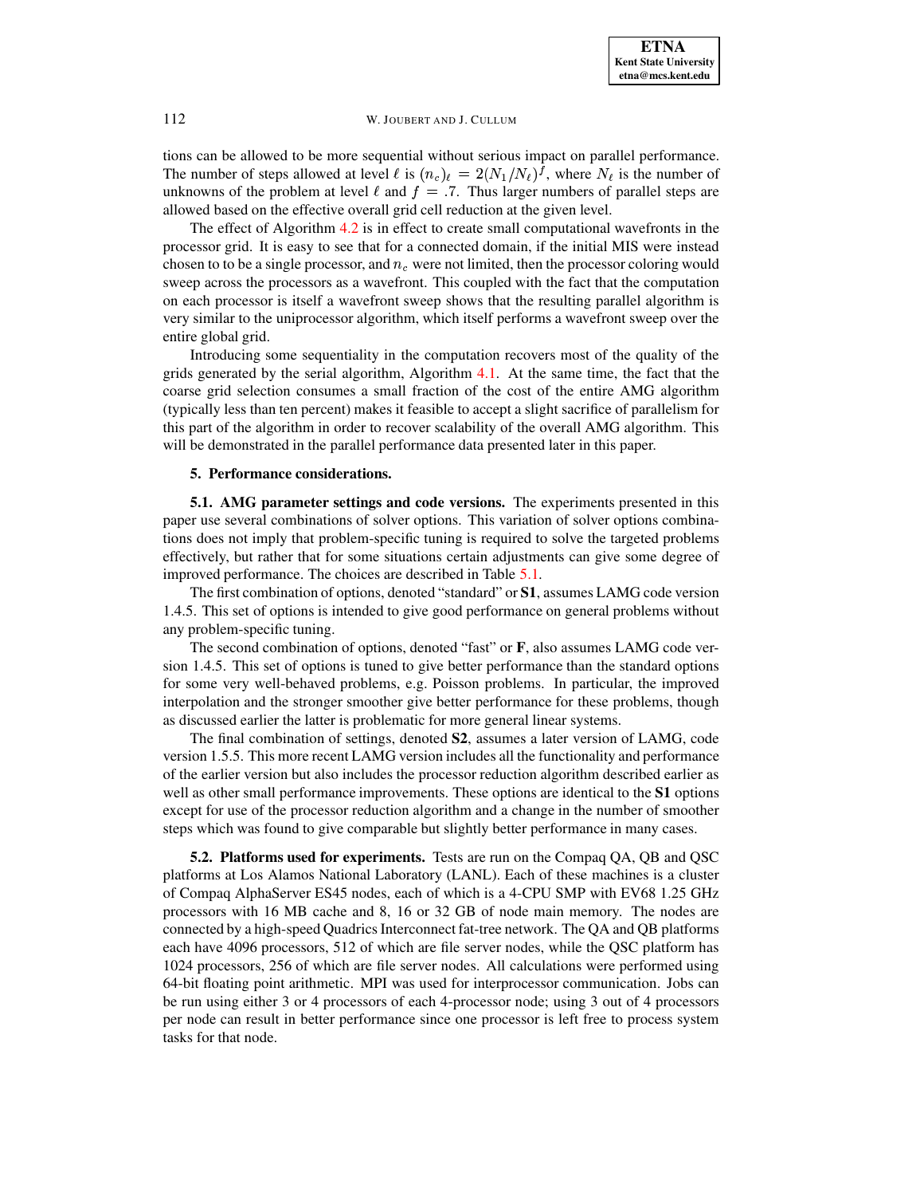tions can be allowed to be more sequential without serious impact on parallel performance. The number of steps allowed at level $\ell$ is $(n_c)_\ell = 2(N_1/N_\ell)^f$, where $N_\ell$ is the number of unknowns of the problem at level $\ell$ and $f = .7$. Thus larger numbers of parallel steps are allowed based on the effective overall grid cell reduction at the given level.

The effect of Algorithm 4.2 is in effect to create small computational wavefronts in the processor grid. It is easy to see that for a connected domain, if the initial MIS were instead chosen to to be a single processor, and $n_c$ were not limited, then the processor coloring would sweep across the processors as a wavefront. This coupled with the fact that the computation on each processor is itself a wavefront sweep shows that the resulting parallel algorithm is very similar to the uniprocessor algorithm, which itself performs a wavefront sweep over the entire global grid.

Introducing some sequentiality in the computation recovers most of the quality of the grids generated by the serial algorithm, Algorithm 4.1. At the same time, the fact that the coarse grid selection consumes a small fraction of the cost of the entire AMG algorithm (typically less than ten percent) makes it feasible to accept a slight sacrifice of parallelism for this part of the algorithm in order to recover scalability of the overall AMG algorithm. This will be demonstrated in the parallel performance data presented later in this paper.

## 5. Performance considerations.

**5.1. AMG parameter settings and code versions.** The experiments presented in this paper use several combinations of solver options. This variation of solver options combinations does not imply that problem-specific tuning is required to solve the targeted problems effectively, but rather that for some situations certain adjustments can give some degree of improved performance. The choices are described in Table 5.1.

The first combination of options, denoted "standard" or **S1**, assumes LAMG code version 1.4.5. This set of options is intended to give good performance on general problems without any problem-specific tuning.

The second combination of options, denoted "fast" or **F**, also assumes LAMG code version 1.4.5. This set of options is tuned to give better performance than the standard options for some very well-behaved problems, e.g. Poisson problems. In particular, the improved interpolation and the stronger smoother give better performance for these problems, though as discussed earlier the latter is problematic for more general linear systems.

The final combination of settings, denoted **S2**, assumes a later version of LAMG, code version 1.5.5. This more recent LAMG version includes all the functionality and performance of the earlier version but also includes the processor reduction algorithm described earlier as well as other small performance improvements. These options are identical to the **S1** options except for use of the processor reduction algorithm and a change in the number of smoother steps which was found to give comparable but slightly better performance in many cases.

**5.2. Platforms used for experiments.** Tests are run on the Compaq QA, QB and QSC platforms at Los Alamos National Laboratory (LANL). Each of these machines is a cluster of Compaq AlphaServer ES45 nodes, each of which is a 4-CPU SMP with EV68 1.25 GHz processors with 16 MB cache and 8, 16 or 32 GB of node main memory. The nodes are connected by a high-speed Quadrics Interconnect fat-tree network. The QA and QB platforms each have 4096 processors, 512 of which are file server nodes, while the QSC platform has 1024 processors, 256 of which are file server nodes. All calculations were performed using 64-bit floating point arithmetic. MPI was used for interprocessor communication. Jobs can be run using either 3 or 4 processors of each 4-processor node; using 3 out of 4 processors per node can result in better performance since one processor is left free to process system tasks for that node.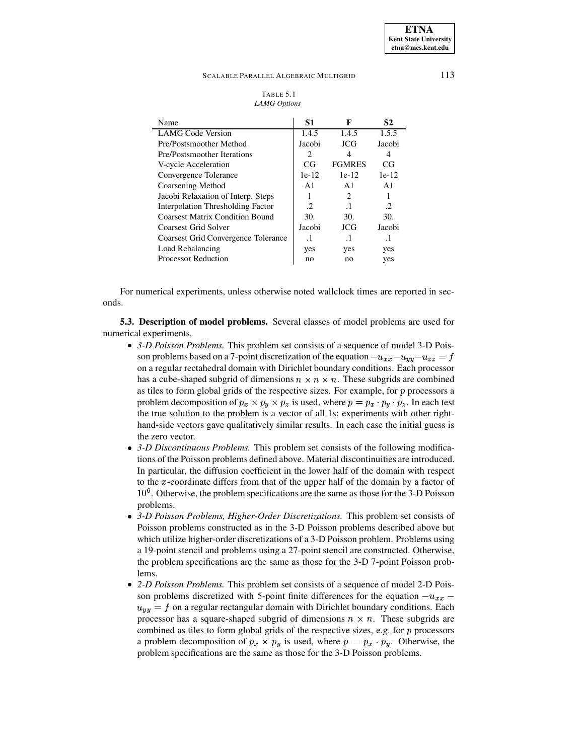TABLE 5.1
*LAMG Options*

| Name | S1 | F | S2 |
|---|---|---|---|
| LAMG Code Version | 1.4.5 | 1.4.5 | 1.5.5 |
| Pre/Postsmoother Method | Jacobi | JCG | Jacobi |
| Pre/Postsmoother Iterations | 2 | 4 | 4 |
| V-cycle Acceleration | CG | FGMRES | CG |
| Convergence Tolerance | 1e-12 | 1e-12 | 1e-12 |
| Coarsening Method | A1 | A1 | A1 |
| Jacobi Relaxation of Interp. Steps | 1 | 2 | 1 |
| Interpolation Thresholding Factor | .2 | .1 | .2 |
| Coarsest Matrix Condition Bound | 30. | 30. | 30. |
| Coarsest Grid Solver | Jacobi | JCG | Jacobi |
| Coarsest Grid Convergence Tolerance | .1 | .1 | .1 |
| Load Rebalancing | yes | yes | yes |
| Processor Reduction | no | no | yes |

For numerical experiments, unless otherwise noted wallclock times are reported in seconds.

**5.3. Description of model problems.** Several classes of model problems are used for numerical experiments.

- *3-D Poisson Problems.* This problem set consists of a sequence of model 3-D Poisson problems based on a 7-point discretization of the equation $-u_{xx}-u_{yy}-u_{zz} = f$ on a regular rectahedral domain with Dirichlet boundary conditions. Each processor has a cube-shaped subgrid of dimensions $n \times n \times n$. These subgrids are combined as tiles to form global grids of the respective sizes. For example, for $p$ processors a problem decomposition of $p_x \times p_y \times p_z$ is used, where $p = p_x \cdot p_y \cdot p_z$. In each test the true solution to the problem is a vector of all 1s; experiments with other right-hand-side vectors gave qualitatively similar results. In each case the initial guess is the zero vector.
- *3-D Discontinuous Problems.* This problem set consists of the following modifications of the Poisson problems defined above. Material discontinuities are introduced. In particular, the diffusion coefficient in the lower half of the domain with respect to the $x$-coordinate differs from that of the upper half of the domain by a factor of $10^6$. Otherwise, the problem specifications are the same as those for the 3-D Poisson problems.
- *3-D Poisson Problems, Higher-Order Discretizations.* This problem set consists of Poisson problems constructed as in the 3-D Poisson problems described above but which utilize higher-order discretizations of a 3-D Poisson problem. Problems using a 19-point stencil and problems using a 27-point stencil are constructed. Otherwise, the problem specifications are the same as those for the 3-D 7-point Poisson problems.
- *2-D Poisson Problems.* This problem set consists of a sequence of model 2-D Poisson problems discretized with 5-point finite differences for the equation $-u_{xx} - u_{yy} = f$ on a regular rectangular domain with Dirichlet boundary conditions. Each processor has a square-shaped subgrid of dimensions $n \times n$. These subgrids are combined as tiles to form global grids of the respective sizes, e.g. for $p$ processors a problem decomposition of $p_x \times p_y$ is used, where $p = p_x \cdot p_y$. Otherwise, the problem specifications are the same as those for the 3-D Poisson problems.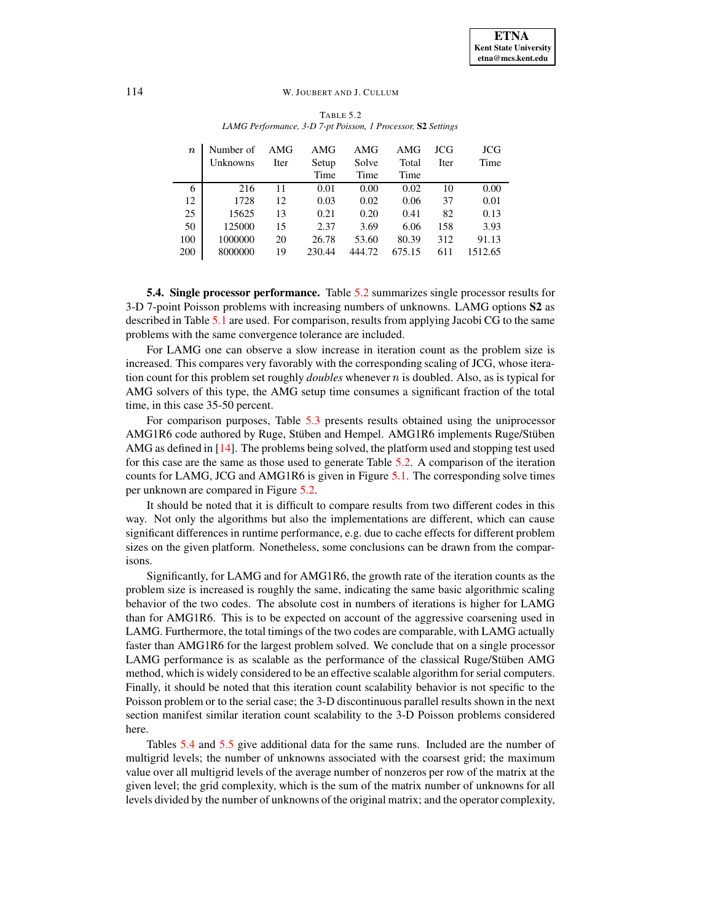TABLE 5.2
*LAMG Performance, 3-D 7-pt Poisson, 1 Processor,* **S2** *Settings*

| $n$ | Number of Unknowns | AMG Iter | AMG Setup Time | AMG Solve Time | AMG Total Time | JCG Iter | JCG Time |
|---|---|---|---|---|---|---|---|
| 6 | 216 | 11 | 0.01 | 0.00 | 0.02 | 10 | 0.00 |
| 12 | 1728 | 12 | 0.03 | 0.02 | 0.06 | 37 | 0.01 |
| 25 | 15625 | 13 | 0.21 | 0.20 | 0.41 | 82 | 0.13 |
| 50 | 125000 | 15 | 2.37 | 3.69 | 6.06 | 158 | 3.93 |
| 100 | 1000000 | 20 | 26.78 | 53.60 | 80.39 | 312 | 91.13 |
| 200 | 8000000 | 19 | 230.44 | 444.72 | 675.15 | 611 | 1512.65 |

**5.4. Single processor performance.** Table 5.2 summarizes single processor results for 3-D 7-point Poisson problems with increasing numbers of unknowns. LAMG options **S2** as described in Table 5.1 are used. For comparison, results from applying Jacobi CG to the same problems with the same convergence tolerance are included.

For LAMG one can observe a slow increase in iteration count as the problem size is increased. This compares very favorably with the corresponding scaling of JCG, whose iteration count for this problem set roughly *doubles* whenever $n$ is doubled. Also, as is typical for AMG solvers of this type, the AMG setup time consumes a significant fraction of the total time, in this case 35-50 percent.

For comparison purposes, Table 5.3 presents results obtained using the uniprocessor AMG1R6 code authored by Ruge, Stüben and Hempel. AMG1R6 implements Ruge/Stüben AMG as defined in [14]. The problems being solved, the platform used and stopping test used for this case are the same as those used to generate Table 5.2. A comparison of the iteration counts for LAMG, JCG and AMG1R6 is given in Figure 5.1. The corresponding solve times per unknown are compared in Figure 5.2.

It should be noted that it is difficult to compare results from two different codes in this way. Not only the algorithms but also the implementations are different, which can cause significant differences in runtime performance, e.g. due to cache effects for different problem sizes on the given platform. Nonetheless, some conclusions can be drawn from the comparisons.

Significantly, for LAMG and for AMG1R6, the growth rate of the iteration counts as the problem size is increased is roughly the same, indicating the same basic algorithmic scaling behavior of the two codes. The absolute cost in numbers of iterations is higher for LAMG than for AMG1R6. This is to be expected on account of the aggressive coarsening used in LAMG. Furthermore, the total timings of the two codes are comparable, with LAMG actually faster than AMG1R6 for the largest problem solved. We conclude that on a single processor LAMG performance is as scalable as the performance of the classical Ruge/Stüben AMG method, which is widely considered to be an effective scalable algorithm for serial computers. Finally, it should be noted that this iteration count scalability behavior is not specific to the Poisson problem or to the serial case; the 3-D discontinuous parallel results shown in the next section manifest similar iteration count scalability to the 3-D Poisson problems considered here.

Tables 5.4 and 5.5 give additional data for the same runs. Included are the number of multigrid levels; the number of unknowns associated with the coarsest grid; the maximum value over all multigrid levels of the average number of nonzeros per row of the matrix at the given level; the grid complexity, which is the sum of the matrix number of unknowns for all levels divided by the number of unknowns of the original matrix; and the operator complexity,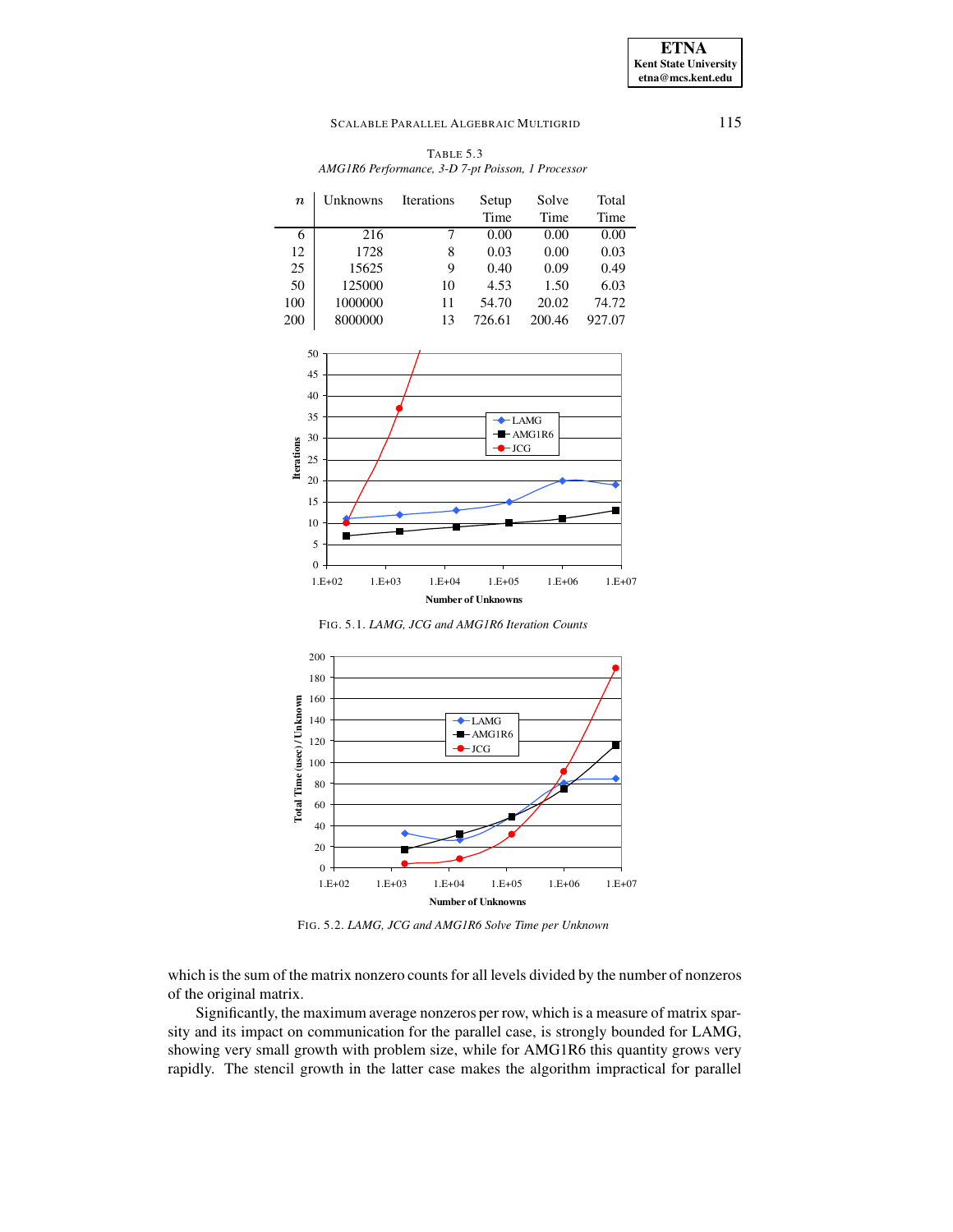TABLE 5.3
*AMG1R6 Performance, 3-D 7-pt Poisson, 1 Processor*

| $n$ | Unknowns | Iterations | Setup Time | Solve Time | Total Time |
|---|---|---|---|---|---|
| 6 | 216 | 7 | 0.00 | 0.00 | 0.00 |
| 12 | 1728 | 8 | 0.03 | 0.00 | 0.03 |
| 25 | 15625 | 9 | 0.40 | 0.09 | 0.49 |
| 50 | 125000 | 10 | 4.53 | 1.50 | 6.03 |
| 100 | 1000000 | 11 | 54.70 | 20.02 | 74.72 |
| 200 | 8000000 | 13 | 726.61 | 200.46 | 927.07 |

FIG. 5.1. *LAMG, JCG and AMG1R6 Iteration Counts*

FIG. 5.2. *LAMG, JCG and AMG1R6 Solve Time per Unknown*

which is the sum of the matrix nonzero counts for all levels divided by the number of nonzeros of the original matrix.

Significantly, the maximum average nonzeros per row, which is a measure of matrix sparsity and its impact on communication for the parallel case, is strongly bounded for LAMG, showing very small growth with problem size, while for AMG1R6 this quantity grows very rapidly. The stencil growth in the latter case makes the algorithm impractical for parallel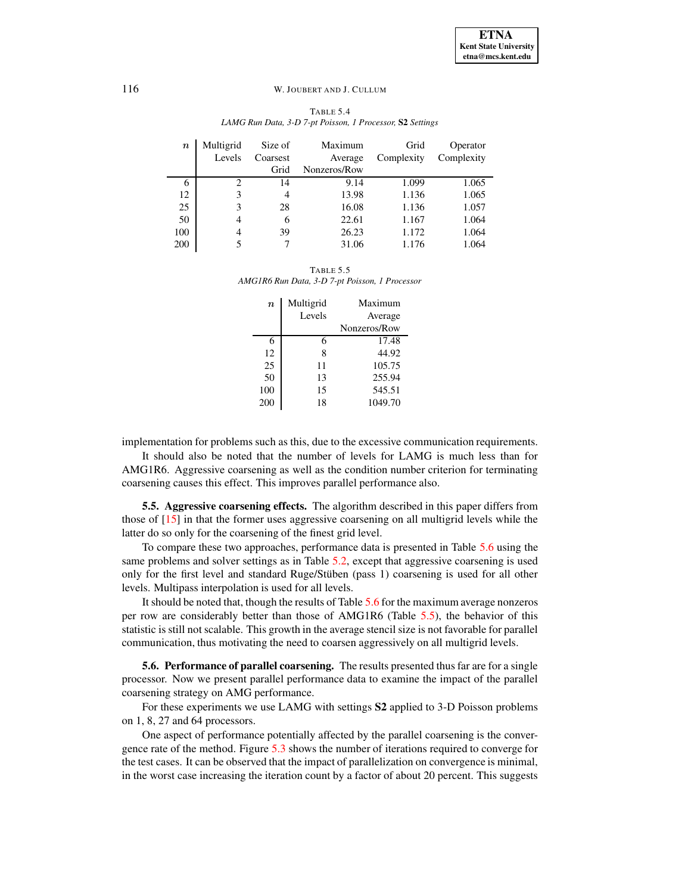TABLE 5.4
*LAMG Run Data, 3-D 7-pt Poisson, 1 Processor,* **S2** *Settings*

| $n$ | Multigrid Levels | Size of Coarsest Grid | Maximum Average Nonzeros/Row | Grid Complexity | Operator Complexity |
|---|---|---|---|---|---|
| 6 | 2 | 14 | 9.14 | 1.099 | 1.065 |
| 12 | 3 | 4 | 13.98 | 1.136 | 1.065 |
| 25 | 3 | 28 | 16.08 | 1.136 | 1.057 |
| 50 | 4 | 6 | 22.61 | 1.167 | 1.064 |
| 100 | 4 | 39 | 26.23 | 1.172 | 1.064 |
| 200 | 5 | 7 | 31.06 | 1.176 | 1.064 |

TABLE 5.5
*AMG1R6 Run Data, 3-D 7-pt Poisson, 1 Processor*

| $n$ | Multigrid Levels | Maximum Average Nonzeros/Row |
|---|---|---|
| 6 | 6 | 17.48 |
| 12 | 8 | 44.92 |
| 25 | 11 | 105.75 |
| 50 | 13 | 255.94 |
| 100 | 15 | 545.51 |
| 200 | 18 | 1049.70 |

implementation for problems such as this, due to the excessive communication requirements.

It should also be noted that the number of levels for LAMG is much less than for AMG1R6. Aggressive coarsening as well as the condition number criterion for terminating coarsening causes this effect. This improves parallel performance also.

**5.5. Aggressive coarsening effects.** The algorithm described in this paper differs from those of [15] in that the former uses aggressive coarsening on all multigrid levels while the latter do so only for the coarsening of the finest grid level.

To compare these two approaches, performance data is presented in Table 5.6 using the same problems and solver settings as in Table 5.2, except that aggressive coarsening is used only for the first level and standard Ruge/Stüben (pass 1) coarsening is used for all other levels. Multipass interpolation is used for all levels.

It should be noted that, though the results of Table 5.6 for the maximum average nonzeros per row are considerably better than those of AMG1R6 (Table 5.5), the behavior of this statistic is still not scalable. This growth in the average stencil size is not favorable for parallel communication, thus motivating the need to coarsen aggressively on all multigrid levels.

**5.6. Performance of parallel coarsening.** The results presented thus far are for a single processor. Now we present parallel performance data to examine the impact of the parallel coarsening strategy on AMG performance.

For these experiments we use LAMG with settings **S2** applied to 3-D Poisson problems on 1, 8, 27 and 64 processors.

One aspect of performance potentially affected by the parallel coarsening is the convergence rate of the method. Figure 5.3 shows the number of iterations required to converge for the test cases. It can be observed that the impact of parallelization on convergence is minimal, in the worst case increasing the iteration count by a factor of about 20 percent. This suggests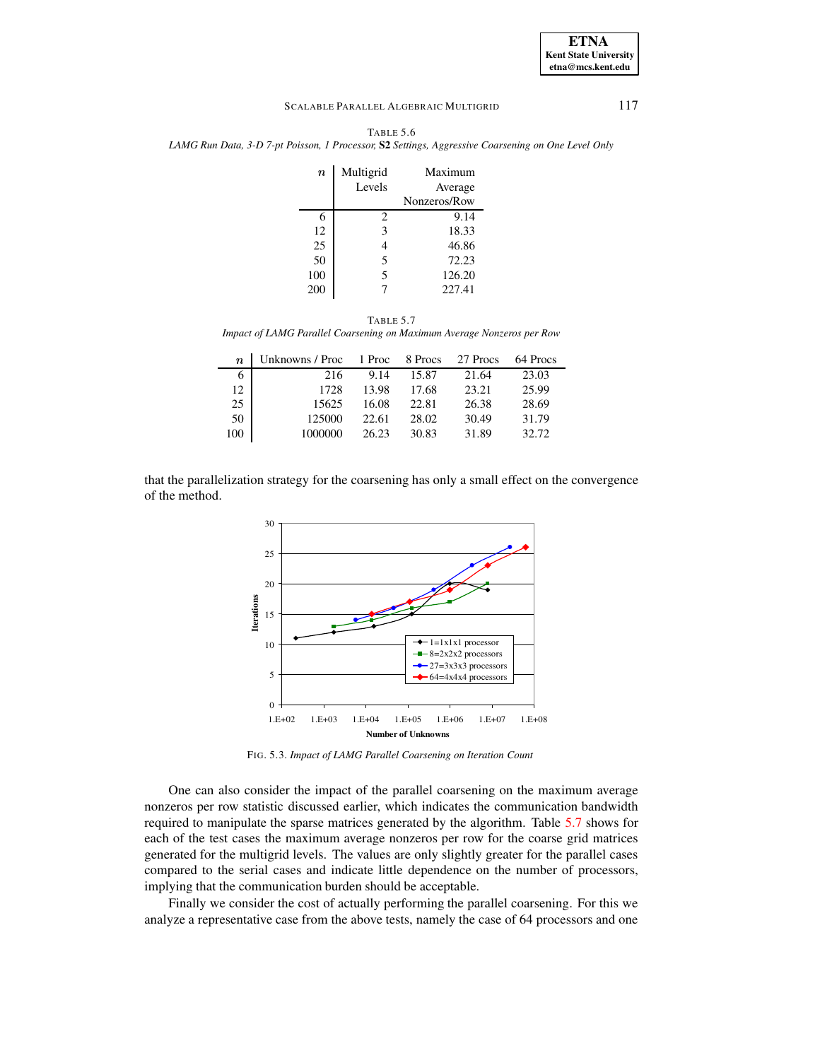TABLE 5.6

*LAMG Run Data, 3-D 7-pt Poisson, 1 Processor,* **S2** *Settings, Aggressive Coarsening on One Level Only*

| $n$ | Multigrid Levels | Maximum Average Nonzeros/Row |
|---|---|---|
| 6 | 2 | 9.14 |
| 12 | 3 | 18.33 |
| 25 | 4 | 46.86 |
| 50 | 5 | 72.23 |
| 100 | 5 | 126.20 |
| 200 | 7 | 227.41 |

TABLE 5.7

*Impact of LAMG Parallel Coarsening on Maximum Average Nonzeros per Row*

| $n$ | Unknowns / Proc | 1 Proc | 8 Procs | 27 Procs | 64 Procs |
|---|---|---|---|---|---|
| 6 | 216 | 9.14 | 15.87 | 21.64 | 23.03 |
| 12 | 1728 | 13.98 | 17.68 | 23.21 | 25.99 |
| 25 | 15625 | 16.08 | 22.81 | 26.38 | 28.69 |
| 50 | 125000 | 22.61 | 28.02 | 30.49 | 31.79 |
| 100 | 1000000 | 26.23 | 30.83 | 31.89 | 32.72 |

that the parallelization strategy for the coarsening has only a small effect on the convergence of the method.

FIG. 5.3. *Impact of LAMG Parallel Coarsening on Iteration Count*

One can also consider the impact of the parallel coarsening on the maximum average nonzeros per row statistic discussed earlier, which indicates the communication bandwidth required to manipulate the sparse matrices generated by the algorithm. Table 5.7 shows for each of the test cases the maximum average nonzeros per row for the coarse grid matrices generated for the multigrid levels. The values are only slightly greater for the parallel cases compared to the serial cases and indicate little dependence on the number of processors, implying that the communication burden should be acceptable.

Finally we consider the cost of actually performing the parallel coarsening. For this we analyze a representative case from the above tests, namely the case of 64 processors and one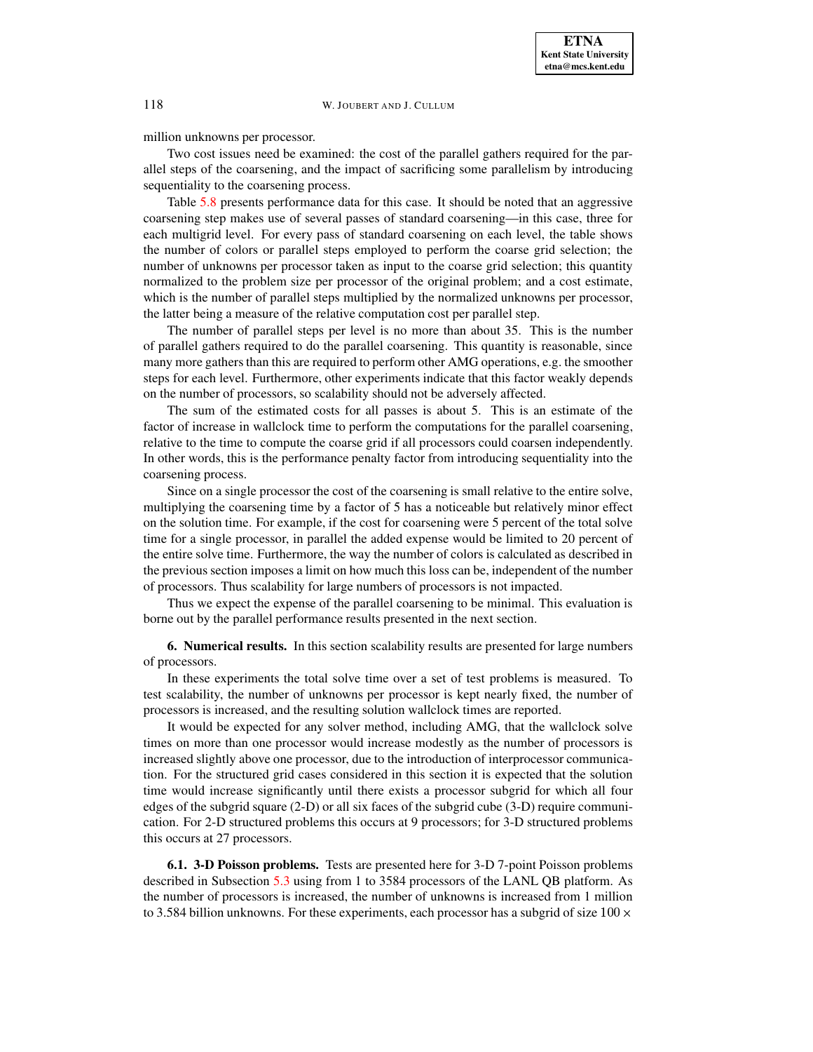million unknowns per processor.

Two cost issues need be examined: the cost of the parallel gathers required for the parallel steps of the coarsening, and the impact of sacrificing some parallelism by introducing sequentiality to the coarsening process.

Table 5.8 presents performance data for this case. It should be noted that an aggressive coarsening step makes use of several passes of standard coarsening—in this case, three for each multigrid level. For every pass of standard coarsening on each level, the table shows the number of colors or parallel steps employed to perform the coarse grid selection; the number of unknowns per processor taken as input to the coarse grid selection; this quantity normalized to the problem size per processor of the original problem; and a cost estimate, which is the number of parallel steps multiplied by the normalized unknowns per processor, the latter being a measure of the relative computation cost per parallel step.

The number of parallel steps per level is no more than about 35. This is the number of parallel gathers required to do the parallel coarsening. This quantity is reasonable, since many more gathers than this are required to perform other AMG operations, e.g. the smoother steps for each level. Furthermore, other experiments indicate that this factor weakly depends on the number of processors, so scalability should not be adversely affected.

The sum of the estimated costs for all passes is about 5. This is an estimate of the factor of increase in wallclock time to perform the computations for the parallel coarsening, relative to the time to compute the coarse grid if all processors could coarsen independently. In other words, this is the performance penalty factor from introducing sequentiality into the coarsening process.

Since on a single processor the cost of the coarsening is small relative to the entire solve, multiplying the coarsening time by a factor of 5 has a noticeable but relatively minor effect on the solution time. For example, if the cost for coarsening were 5 percent of the total solve time for a single processor, in parallel the added expense would be limited to 20 percent of the entire solve time. Furthermore, the way the number of colors is calculated as described in the previous section imposes a limit on how much this loss can be, independent of the number of processors. Thus scalability for large numbers of processors is not impacted.

Thus we expect the expense of the parallel coarsening to be minimal. This evaluation is borne out by the parallel performance results presented in the next section.

## 6. Numerical results.

In this section scalability results are presented for large numbers of processors.

In these experiments the total solve time over a set of test problems is measured. To test scalability, the number of unknowns per processor is kept nearly fixed, the number of processors is increased, and the resulting solution wallclock times are reported.

It would be expected for any solver method, including AMG, that the wallclock solve times on more than one processor would increase modestly as the number of processors is increased slightly above one processor, due to the introduction of interprocessor communication. For the structured grid cases considered in this section it is expected that the solution time would increase significantly until there exists a processor subgrid for which all four edges of the subgrid square (2-D) or all six faces of the subgrid cube (3-D) require communication. For 2-D structured problems this occurs at 9 processors; for 3-D structured problems this occurs at 27 processors.

### 6.1. 3-D Poisson problems.

Tests are presented here for 3-D 7-point Poisson problems described in Subsection 5.3 using from 1 to 3584 processors of the LANL QB platform. As the number of processors is increased, the number of unknowns is increased from 1 million to 3.584 billion unknowns. For these experiments, each processor has a subgrid of size $100 \times$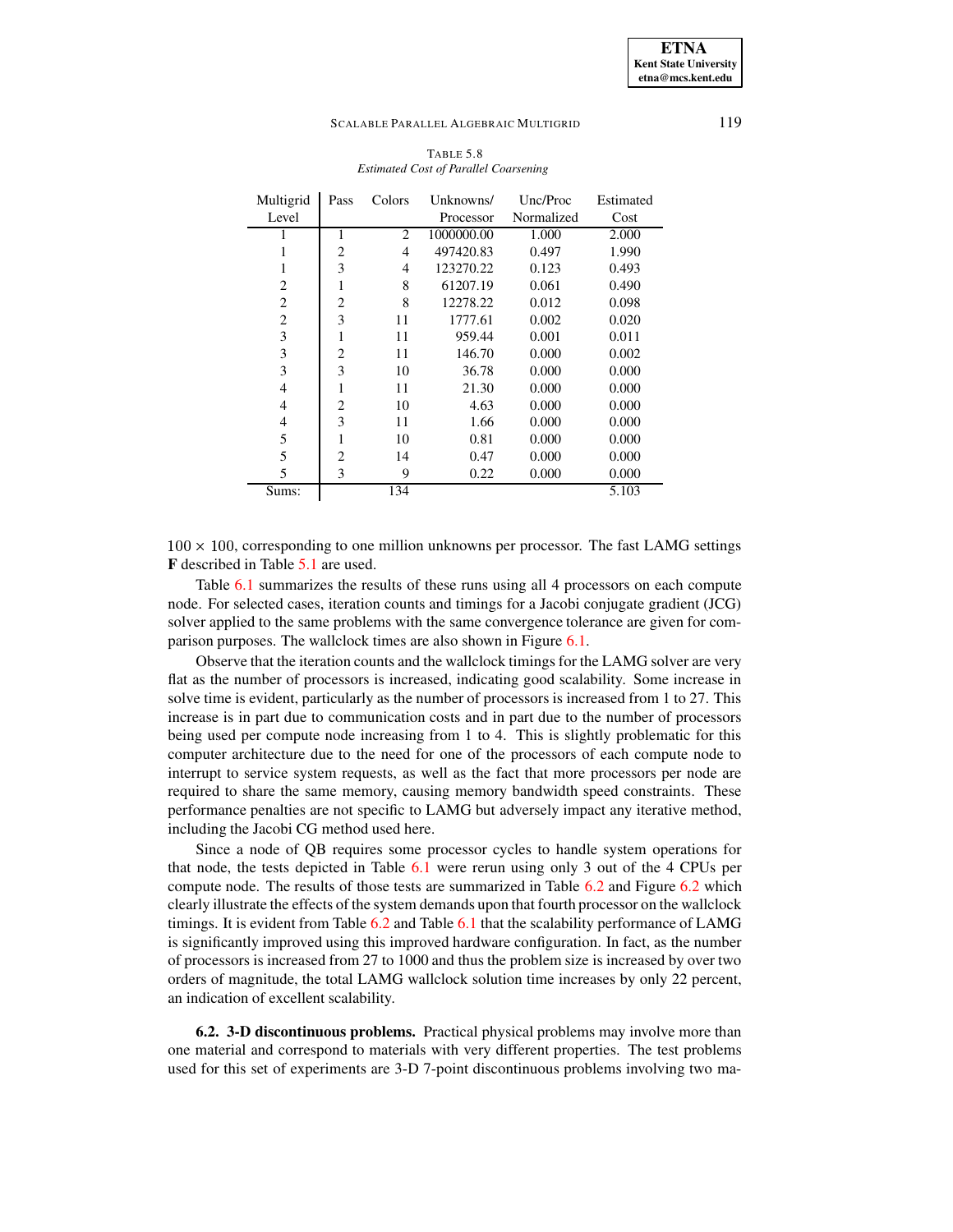TABLE 5.8
*Estimated Cost of Parallel Coarsening*

| Multigrid Level | Pass | Colors | Unknowns/ Processor | Unc/Proc Normalized | Estimated Cost |
|---|---|---|---|---|---|
| 1 | 1 | 2 | 1000000.00 | 1.000 | 2.000 |
| 1 | 2 | 4 | 497420.83 | 0.497 | 1.990 |
| 1 | 3 | 4 | 123270.22 | 0.123 | 0.493 |
| 2 | 1 | 8 | 61207.19 | 0.061 | 0.490 |
| 2 | 2 | 8 | 12278.22 | 0.012 | 0.098 |
| 2 | 3 | 11 | 1777.61 | 0.002 | 0.020 |
| 3 | 1 | 11 | 959.44 | 0.001 | 0.011 |
| 3 | 2 | 11 | 146.70 | 0.000 | 0.002 |
| 3 | 3 | 10 | 36.78 | 0.000 | 0.000 |
| 4 | 1 | 11 | 21.30 | 0.000 | 0.000 |
| 4 | 2 | 10 | 4.63 | 0.000 | 0.000 |
| 4 | 3 | 11 | 1.66 | 0.000 | 0.000 |
| 5 | 1 | 10 | 0.81 | 0.000 | 0.000 |
| 5 | 2 | 14 | 0.47 | 0.000 | 0.000 |
| 5 | 3 | 9 | 0.22 | 0.000 | 0.000 |
| Sums: | | 134 | | | 5.103 |

$100 \times 100$, corresponding to one million unknowns per processor. The fast LAMG settings **F** described in Table 5.1 are used.

Table 6.1 summarizes the results of these runs using all 4 processors on each compute node. For selected cases, iteration counts and timings for a Jacobi conjugate gradient (JCG) solver applied to the same problems with the same convergence tolerance are given for comparison purposes. The wallclock times are also shown in Figure 6.1.

Observe that the iteration counts and the wallclock timings for the LAMG solver are very flat as the number of processors is increased, indicating good scalability. Some increase in solve time is evident, particularly as the number of processors is increased from 1 to 27. This increase is in part due to communication costs and in part due to the number of processors being used per compute node increasing from 1 to 4. This is slightly problematic for this computer architecture due to the need for one of the processors of each compute node to interrupt to service system requests, as well as the fact that more processors per node are required to share the same memory, causing memory bandwidth speed constraints. These performance penalties are not specific to LAMG but adversely impact any iterative method, including the Jacobi CG method used here.

Since a node of QB requires some processor cycles to handle system operations for that node, the tests depicted in Table 6.1 were rerun using only 3 out of the 4 CPUs per compute node. The results of those tests are summarized in Table 6.2 and Figure 6.2 which clearly illustrate the effects of the system demands upon that fourth processor on the wallclock timings. It is evident from Table 6.2 and Table 6.1 that the scalability performance of LAMG is significantly improved using this improved hardware configuration. In fact, as the number of processors is increased from 27 to 1000 and thus the problem size is increased by over two orders of magnitude, the total LAMG wallclock solution time increases by only 22 percent, an indication of excellent scalability.

**6.2. 3-D discontinuous problems.** Practical physical problems may involve more than one material and correspond to materials with very different properties. The test problems used for this set of experiments are 3-D 7-point discontinuous problems involving two ma-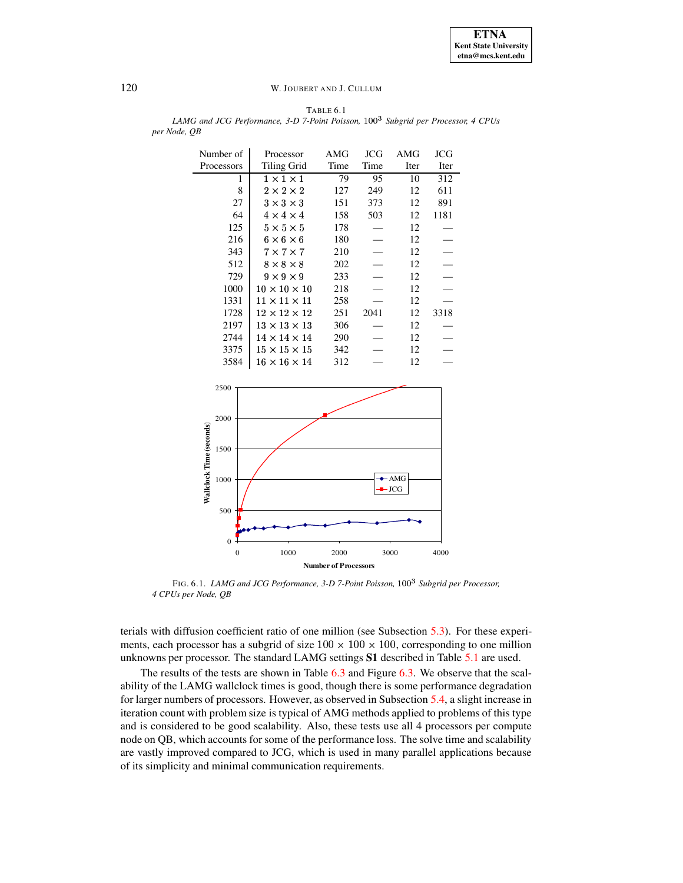TABLE 6.1

*LAMG and JCG Performance, 3-D 7-Point Poisson,* $100^3$ *Subgrid per Processor, 4 CPUs per Node, QB*

| Number of Processors | Processor Tiling Grid | AMG Time | JCG Time | AMG Iter | JCG Iter |
|---|---|---|---|---|---|
| 1 | $1 \times 1 \times 1$ | 79 | 95 | 10 | 312 |
| 8 | $2 \times 2 \times 2$ | 127 | 249 | 12 | 611 |
| 27 | $3 \times 3 \times 3$ | 151 | 373 | 12 | 891 |
| 64 | $4 \times 4 \times 4$ | 158 | 503 | 12 | 1181 |
| 125 | $5 \times 5 \times 5$ | 178 | — | 12 | — |
| 216 | $6 \times 6 \times 6$ | 180 | — | 12 | — |
| 343 | $7 \times 7 \times 7$ | 210 | — | 12 | — |
| 512 | $8 \times 8 \times 8$ | 202 | — | 12 | — |
| 729 | $9 \times 9 \times 9$ | 233 | — | 12 | — |
| 1000 | $10 \times 10 \times 10$ | 218 | — | 12 | — |
| 1331 | $11 \times 11 \times 11$ | 258 | — | 12 | — |
| 1728 | $12 \times 12 \times 12$ | 251 | 2041 | 12 | 3318 |
| 2197 | $13 \times 13 \times 13$ | 306 | — | 12 | — |
| 2744 | $14 \times 14 \times 14$ | 290 | — | 12 | — |
| 3375 | $15 \times 15 \times 15$ | 342 | — | 12 | — |
| 3584 | $16 \times 16 \times 14$ | 312 | — | 12 | — |

FIG. 6.1. *LAMG and JCG Performance, 3-D 7-Point Poisson,* $100^3$ *Subgrid per Processor, 4 CPUs per Node, QB*

terials with diffusion coefficient ratio of one million (see Subsection 5.3). For these experiments, each processor has a subgrid of size $100 \times 100 \times 100$, corresponding to one million unknowns per processor. The standard LAMG settings **S1** described in Table 5.1 are used.

The results of the tests are shown in Table 6.3 and Figure 6.3. We observe that the scalability of the LAMG wallclock times is good, though there is some performance degradation for larger numbers of processors. However, as observed in Subsection 5.4, a slight increase in iteration count with problem size is typical of AMG methods applied to problems of this type and is considered to be good scalability. Also, these tests use all 4 processors per compute node on QB, which accounts for some of the performance loss. The solve time and scalability are vastly improved compared to JCG, which is used in many parallel applications because of its simplicity and minimal communication requirements.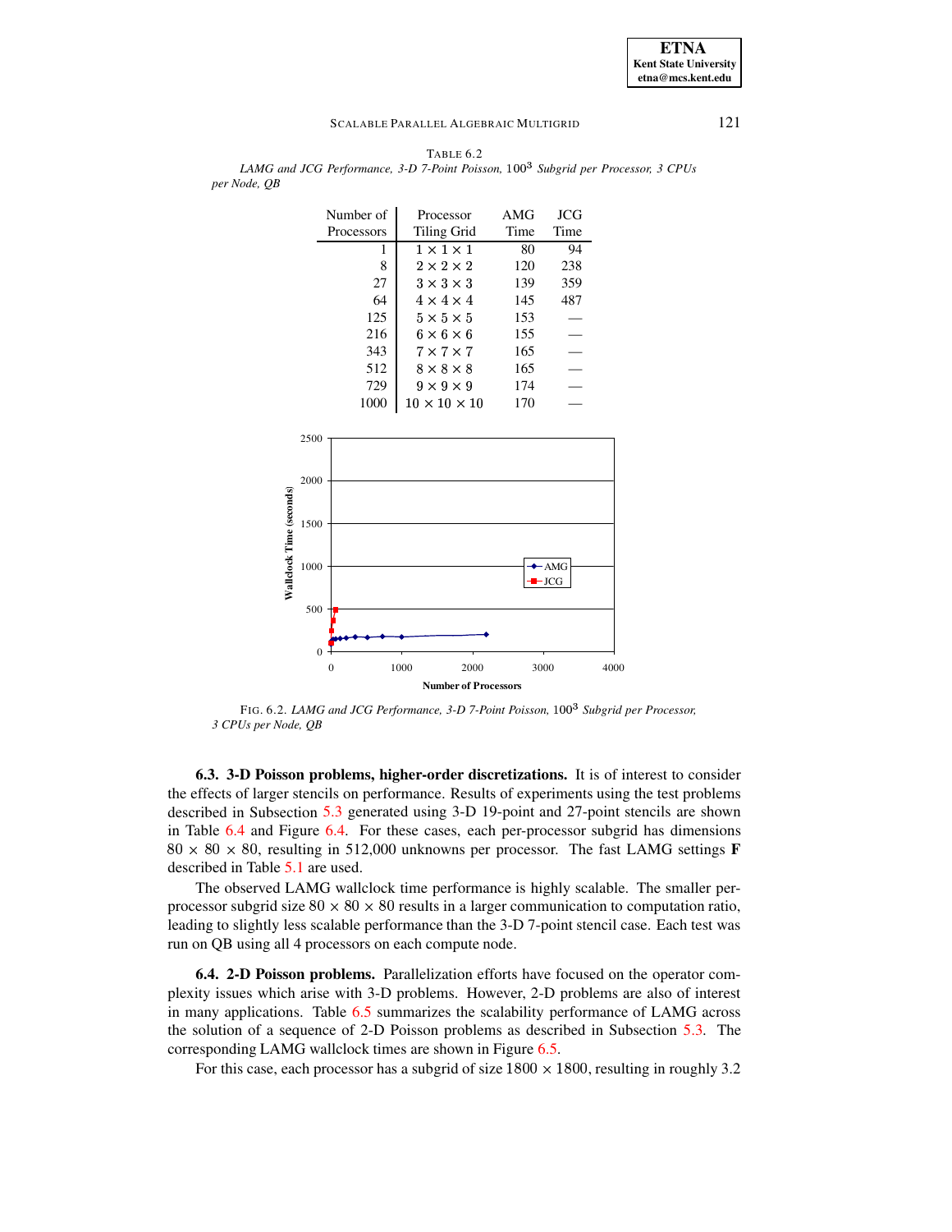TABLE 6.2
*LAMG and JCG Performance, 3-D 7-Point Poisson,* $100^3$ *Subgrid per Processor, 3 CPUs per Node, QB*

| Number of Processors | Processor Tiling Grid | AMG Time | JCG Time |
|---|---|---|---|
| 1 | $1 \times 1 \times 1$ | 80 | 94 |
| 8 | $2 \times 2 \times 2$ | 120 | 238 |
| 27 | $3 \times 3 \times 3$ | 139 | 359 |
| 64 | $4 \times 4 \times 4$ | 145 | 487 |
| 125 | $5 \times 5 \times 5$ | 153 | — |
| 216 | $6 \times 6 \times 6$ | 155 | — |
| 343 | $7 \times 7 \times 7$ | 165 | — |
| 512 | $8 \times 8 \times 8$ | 165 | — |
| 729 | $9 \times 9 \times 9$ | 174 | — |
| 1000 | $10 \times 10 \times 10$ | 170 | — |

FIG. 6.2. *LAMG and JCG Performance, 3-D 7-Point Poisson,* $100^3$ *Subgrid per Processor, 3 CPUs per Node, QB*

**6.3. 3-D Poisson problems, higher-order discretizations.** It is of interest to consider the effects of larger stencils on performance. Results of experiments using the test problems described in Subsection 5.3 generated using 3-D 19-point and 27-point stencils are shown in Table 6.4 and Figure 6.4. For these cases, each per-processor subgrid has dimensions $80 \times 80 \times 80$, resulting in 512,000 unknowns per processor. The fast LAMG settings **F** described in Table 5.1 are used.

The observed LAMG wallclock time performance is highly scalable. The smaller per-processor subgrid size $80 \times 80 \times 80$ results in a larger communication to computation ratio, leading to slightly less scalable performance than the 3-D 7-point stencil case. Each test was run on QB using all 4 processors on each compute node.

**6.4. 2-D Poisson problems.** Parallelization efforts have focused on the operator complexity issues which arise with 3-D problems. However, 2-D problems are also of interest in many applications. Table 6.5 summarizes the scalability performance of LAMG across the solution of a sequence of 2-D Poisson problems as described in Subsection 5.3. The corresponding LAMG wallclock times are shown in Figure 6.5.

For this case, each processor has a subgrid of size $1800 \times 1800$, resulting in roughly 3.2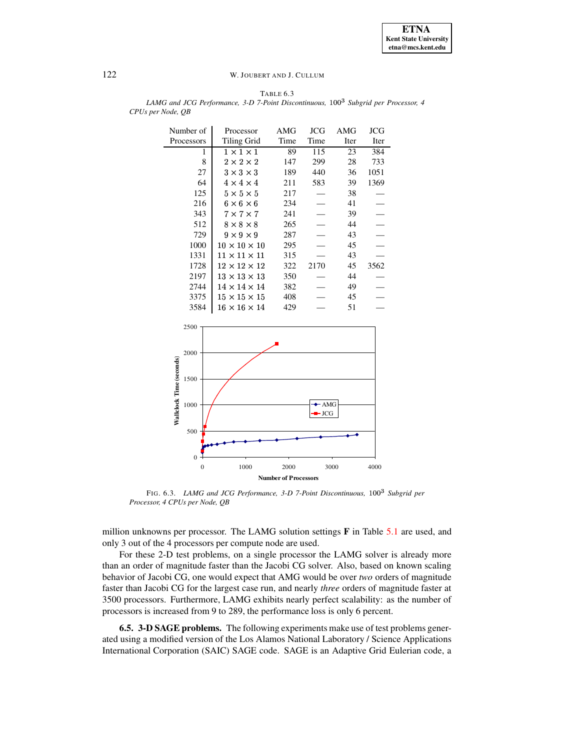TABLE 6.3
*LAMG and JCG Performance, 3-D 7-Point Discontinuous, $100^3$ Subgrid per Processor, 4 CPUs per Node, QB*

| Number of Processors | Processor Tiling Grid | AMG Time | JCG Time | AMG Iter | JCG Iter |
|---|---|---|---|---|---|
| 1 | $1 \times 1 \times 1$ | 89 | 115 | 23 | 384 |
| 8 | $2 \times 2 \times 2$ | 147 | 299 | 28 | 733 |
| 27 | $3 \times 3 \times 3$ | 189 | 440 | 36 | 1051 |
| 64 | $4 \times 4 \times 4$ | 211 | 583 | 39 | 1369 |
| 125 | $5 \times 5 \times 5$ | 217 | — | 38 | — |
| 216 | $6 \times 6 \times 6$ | 234 | — | 41 | — |
| 343 | $7 \times 7 \times 7$ | 241 | — | 39 | — |
| 512 | $8 \times 8 \times 8$ | 265 | — | 44 | — |
| 729 | $9 \times 9 \times 9$ | 287 | — | 43 | — |
| 1000 | $10 \times 10 \times 10$ | 295 | — | 45 | — |
| 1331 | $11 \times 11 \times 11$ | 315 | — | 43 | — |
| 1728 | $12 \times 12 \times 12$ | 322 | 2170 | 45 | 3562 |
| 2197 | $13 \times 13 \times 13$ | 350 | — | 44 | — |
| 2744 | $14 \times 14 \times 14$ | 382 | — | 49 | — |
| 3375 | $15 \times 15 \times 15$ | 408 | — | 45 | — |
| 3584 | $16 \times 16 \times 14$ | 429 | — | 51 | — |

FIG. 6.3. *LAMG and JCG Performance, 3-D 7-Point Discontinuous, $100^3$ Subgrid per Processor, 4 CPUs per Node, QB*

million unknowns per processor. The LAMG solution settings **F** in Table 5.1 are used, and only 3 out of the 4 processors per compute node are used.

For these 2-D test problems, on a single processor the LAMG solver is already more than an order of magnitude faster than the Jacobi CG solver. Also, based on known scaling behavior of Jacobi CG, one would expect that AMG would be over *two* orders of magnitude faster than Jacobi CG for the largest case run, and nearly *three* orders of magnitude faster at 3500 processors. Furthermore, LAMG exhibits nearly perfect scalability: as the number of processors is increased from 9 to 289, the performance loss is only 6 percent.

**6.5. 3-D SAGE problems.** The following experiments make use of test problems generated using a modified version of the Los Alamos National Laboratory / Science Applications International Corporation (SAIC) SAGE code. SAGE is an Adaptive Grid Eulerian code, a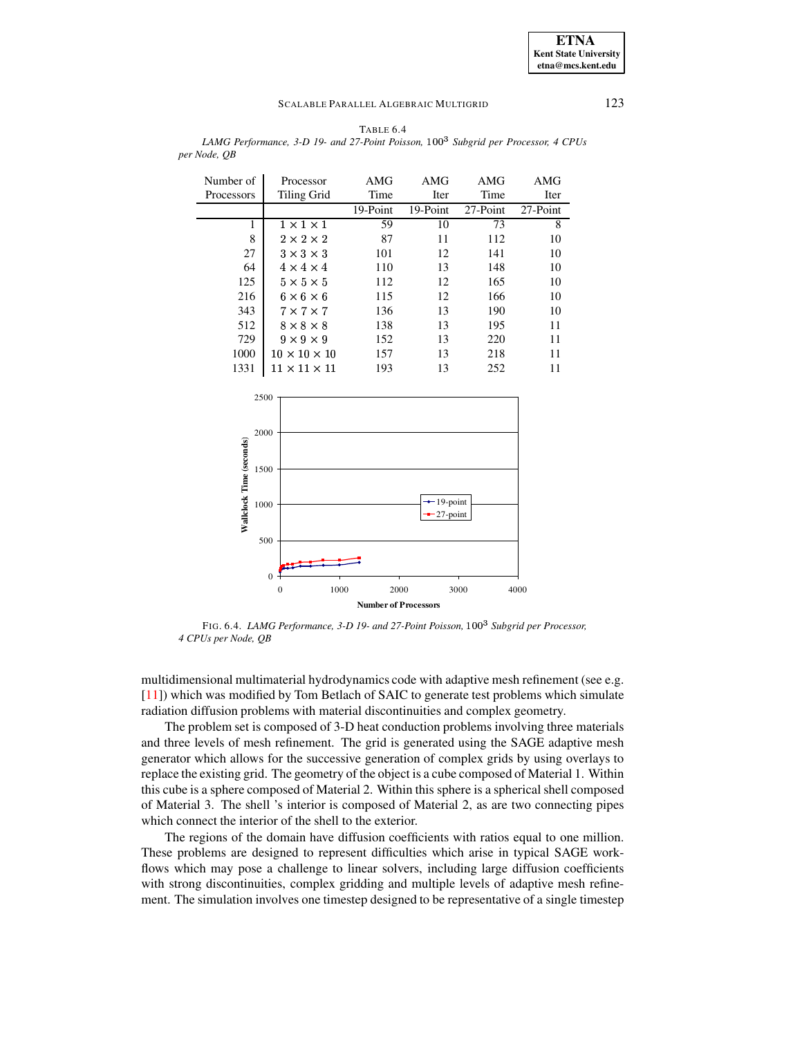TABLE 6.4
*LAMG Performance, 3-D 19- and 27-Point Poisson,* $100^3$ *Subgrid per Processor, 4 CPUs per Node, QB*

| Number of Processors | Processor Tiling Grid | AMG Time | AMG Iter | AMG Time | AMG Iter |
|---|---|---|---|---|---|
| | | 19-Point | 19-Point | 27-Point | 27-Point |
| 1 | $1 \times 1 \times 1$ | 59 | 10 | 73 | 8 |
| 8 | $2 \times 2 \times 2$ | 87 | 11 | 112 | 10 |
| 27 | $3 \times 3 \times 3$ | 101 | 12 | 141 | 10 |
| 64 | $4 \times 4 \times 4$ | 110 | 13 | 148 | 10 |
| 125 | $5 \times 5 \times 5$ | 112 | 12 | 165 | 10 |
| 216 | $6 \times 6 \times 6$ | 115 | 12 | 166 | 10 |
| 343 | $7 \times 7 \times 7$ | 136 | 13 | 190 | 10 |
| 512 | $8 \times 8 \times 8$ | 138 | 13 | 195 | 11 |
| 729 | $9 \times 9 \times 9$ | 152 | 13 | 220 | 11 |
| 1000 | $10 \times 10 \times 10$ | 157 | 13 | 218 | 11 |
| 1331 | $11 \times 11 \times 11$ | 193 | 13 | 252 | 11 |

FIG. 6.4. *LAMG Performance, 3-D 19- and 27-Point Poisson,* $100^3$ *Subgrid per Processor, 4 CPUs per Node, QB*

multidimensional multimaterial hydrodynamics code with adaptive mesh refinement (see e.g. [11]) which was modified by Tom Betlach of SAIC to generate test problems which simulate radiation diffusion problems with material discontinuities and complex geometry.

The problem set is composed of 3-D heat conduction problems involving three materials and three levels of mesh refinement. The grid is generated using the SAGE adaptive mesh generator which allows for the successive generation of complex grids by using overlays to replace the existing grid. The geometry of the object is a cube composed of Material 1. Within this cube is a sphere composed of Material 2. Within this sphere is a spherical shell composed of Material 3. The shell 's interior is composed of Material 2, as are two connecting pipes which connect the interior of the shell to the exterior.

The regions of the domain have diffusion coefficients with ratios equal to one million. These problems are designed to represent difficulties which arise in typical SAGE workflows which may pose a challenge to linear solvers, including large diffusion coefficients with strong discontinuities, complex gridding and multiple levels of adaptive mesh refinement. The simulation involves one timestep designed to be representative of a single timestep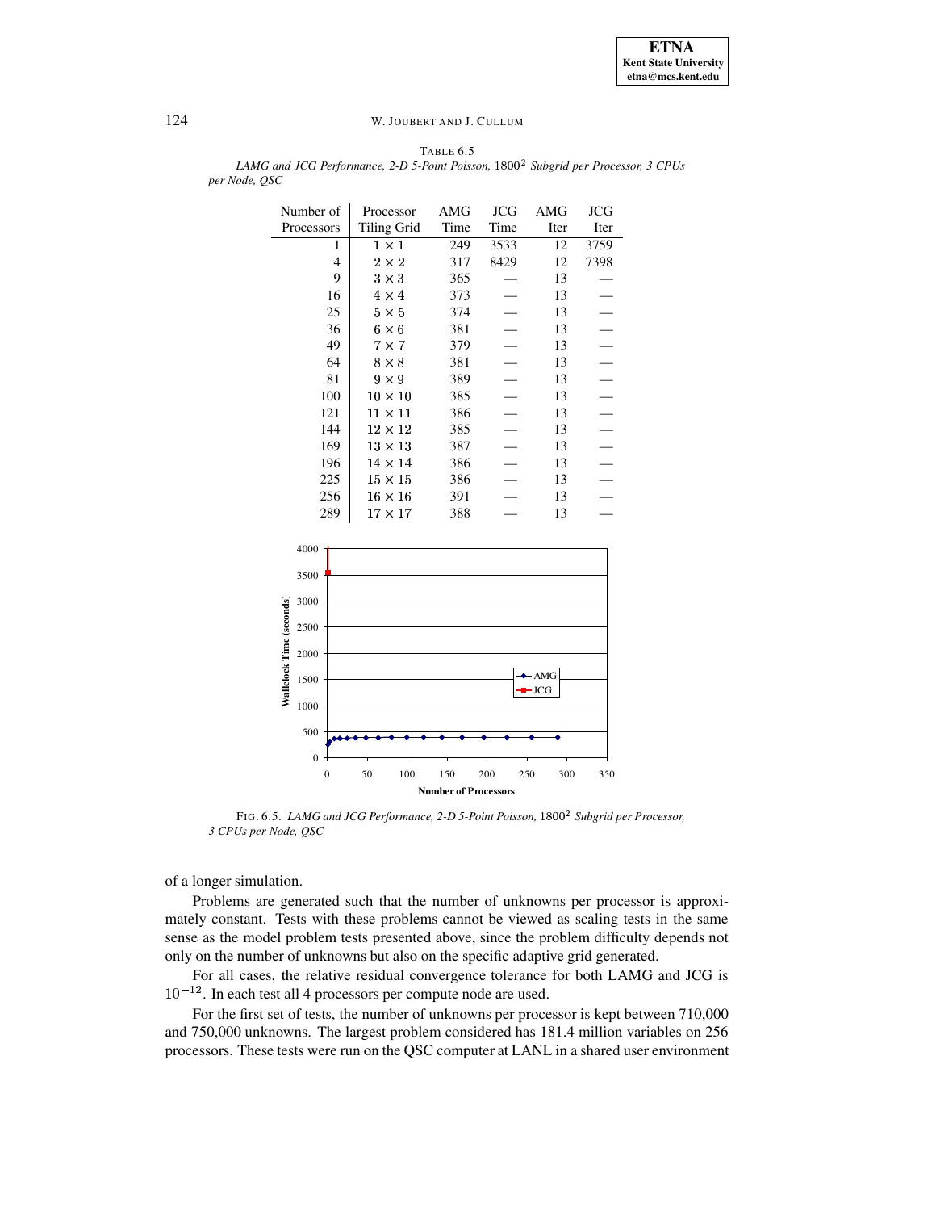TABLE 6.5
*LAMG and JCG Performance, 2-D 5-Point Poisson,* $1800^2$ *Subgrid per Processor, 3 CPUs per Node, QSC*

| Number of Processors | Processor Tiling Grid | AMG Time | JCG Time | AMG Iter | JCG Iter |
|---|---|---|---|---|---|
| 1 | $1 \times 1$ | 249 | 3533 | 12 | 3759 |
| 4 | $2 \times 2$ | 317 | 8429 | 12 | 7398 |
| 9 | $3 \times 3$ | 365 | — | 13 | — |
| 16 | $4 \times 4$ | 373 | — | 13 | — |
| 25 | $5 \times 5$ | 374 | — | 13 | — |
| 36 | $6 \times 6$ | 381 | — | 13 | — |
| 49 | $7 \times 7$ | 379 | — | 13 | — |
| 64 | $8 \times 8$ | 381 | — | 13 | — |
| 81 | $9 \times 9$ | 389 | — | 13 | — |
| 100 | $10 \times 10$ | 385 | — | 13 | — |
| 121 | $11 \times 11$ | 386 | — | 13 | — |
| 144 | $12 \times 12$ | 385 | — | 13 | — |
| 169 | $13 \times 13$ | 387 | — | 13 | — |
| 196 | $14 \times 14$ | 386 | — | 13 | — |
| 225 | $15 \times 15$ | 386 | — | 13 | — |
| 256 | $16 \times 16$ | 391 | — | 13 | — |
| 289 | $17 \times 17$ | 388 | — | 13 | — |

FIG. 6.5. *LAMG and JCG Performance, 2-D 5-Point Poisson,* $1800^2$ *Subgrid per Processor, 3 CPUs per Node, QSC*

of a longer simulation.

Problems are generated such that the number of unknowns per processor is approximately constant. Tests with these problems cannot be viewed as scaling tests in the same sense as the model problem tests presented above, since the problem difficulty depends not only on the number of unknowns but also on the specific adaptive grid generated.

For all cases, the relative residual convergence tolerance for both LAMG and JCG is $10^{-12}$. In each test all 4 processors per compute node are used.

For the first set of tests, the number of unknowns per processor is kept between 710,000 and 750,000 unknowns. The largest problem considered has 181.4 million variables on 256 processors. These tests were run on the QSC computer at LANL in a shared user environment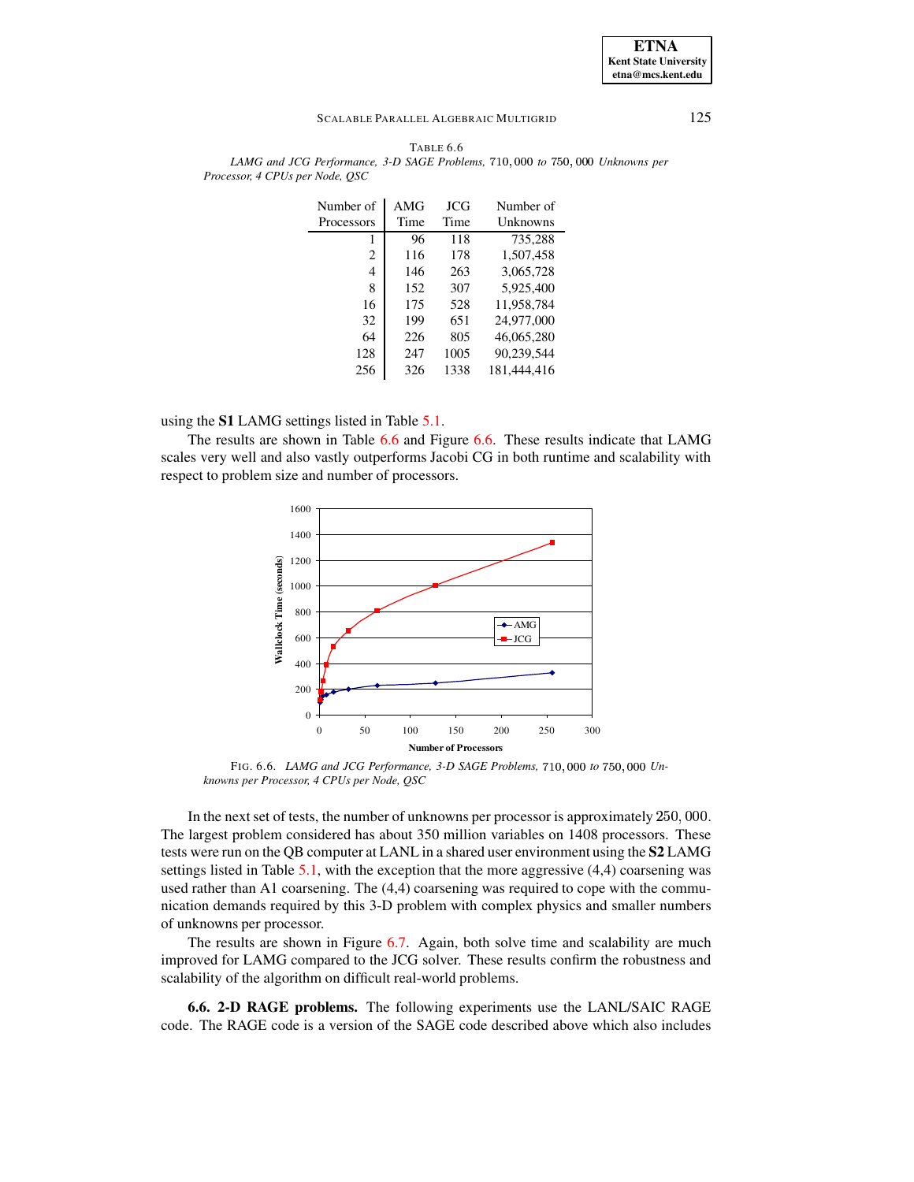TABLE 6.6
*LAMG and JCG Performance, 3-D SAGE Problems,* 710,000 *to* 750,000 *Unknowns per Processor, 4 CPUs per Node, QSC*

| Number of Processors | AMG Time | JCG Time | Number of Unknowns |
|---|---|---|---|
| 1 | 96 | 118 | 735,288 |
| 2 | 116 | 178 | 1,507,458 |
| 4 | 146 | 263 | 3,065,728 |
| 8 | 152 | 307 | 5,925,400 |
| 16 | 175 | 528 | 11,958,784 |
| 32 | 199 | 651 | 24,977,000 |
| 64 | 226 | 805 | 46,065,280 |
| 128 | 247 | 1005 | 90,239,544 |
| 256 | 326 | 1338 | 181,444,416 |

using the **S1** LAMG settings listed in Table 5.1.

The results are shown in Table 6.6 and Figure 6.6. These results indicate that LAMG scales very well and also vastly outperforms Jacobi CG in both runtime and scalability with respect to problem size and number of processors.

FIG. 6.6. *LAMG and JCG Performance, 3-D SAGE Problems,* 710,000 *to* 750,000 *Unknowns per Processor, 4 CPUs per Node, QSC*

In the next set of tests, the number of unknowns per processor is approximately 250,000. The largest problem considered has about 350 million variables on 1408 processors. These tests were run on the QB computer at LANL in a shared user environment using the **S2** LAMG settings listed in Table 5.1, with the exception that the more aggressive (4,4) coarsening was used rather than A1 coarsening. The (4,4) coarsening was required to cope with the communication demands required by this 3-D problem with complex physics and smaller numbers of unknowns per processor.

The results are shown in Figure 6.7. Again, both solve time and scalability are much improved for LAMG compared to the JCG solver. These results confirm the robustness and scalability of the algorithm on difficult real-world problems.

**6.6. 2-D RAGE problems.** The following experiments use the LANL/SAIC RAGE code. The RAGE code is a version of the SAGE code described above which also includes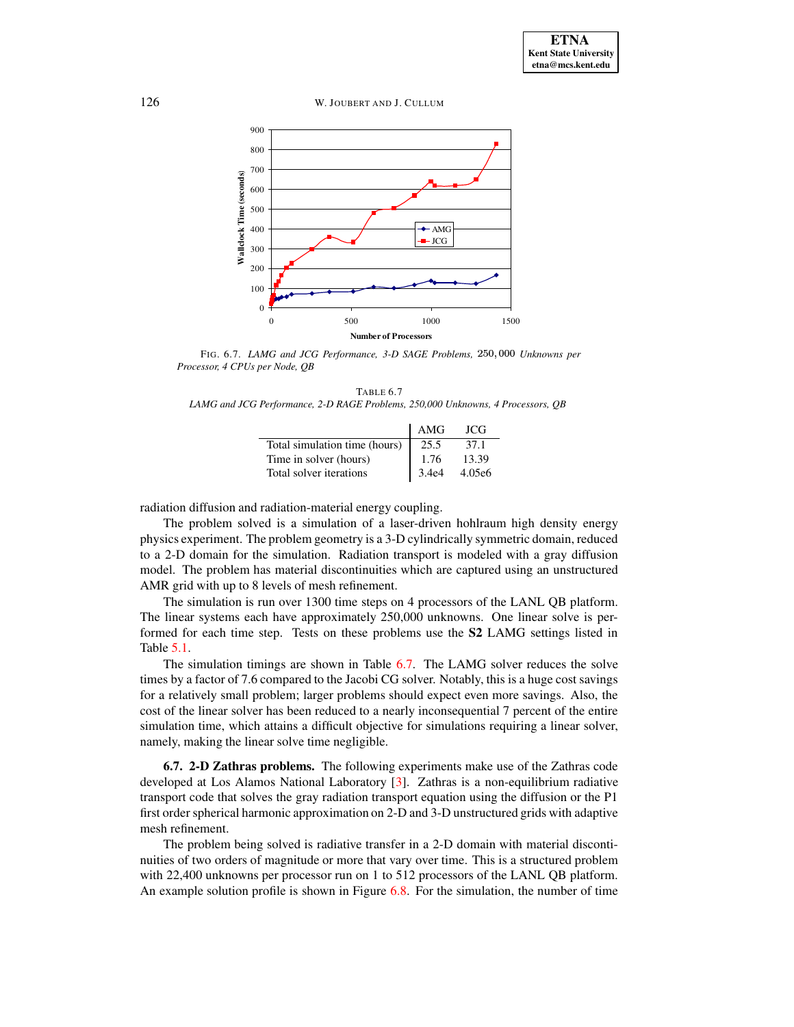FIG. 6.7. *LAMG and JCG Performance, 3-D SAGE Problems,* 250,000 *Unknowns per Processor, 4 CPUs per Node, QB*

TABLE 6.7
*LAMG and JCG Performance, 2-D RAGE Problems, 250,000 Unknowns, 4 Processors, QB*

| | AMG | JCG |
|---|---|---|
| Total simulation time (hours) | 25.5 | 37.1 |
| Time in solver (hours) | 1.76 | 13.39 |
| Total solver iterations | 3.4e4 | 4.05e6 |

radiation diffusion and radiation-material energy coupling.

The problem solved is a simulation of a laser-driven hohlraum high density energy physics experiment. The problem geometry is a 3-D cylindrically symmetric domain, reduced to a 2-D domain for the simulation. Radiation transport is modeled with a gray diffusion model. The problem has material discontinuities which are captured using an unstructured AMR grid with up to 8 levels of mesh refinement.

The simulation is run over 1300 time steps on 4 processors of the LANL QB platform. The linear systems each have approximately 250,000 unknowns. One linear solve is performed for each time step. Tests on these problems use the **S2** LAMG settings listed in Table 5.1.

The simulation timings are shown in Table 6.7. The LAMG solver reduces the solve times by a factor of 7.6 compared to the Jacobi CG solver. Notably, this is a huge cost savings for a relatively small problem; larger problems should expect even more savings. Also, the cost of the linear solver has been reduced to a nearly inconsequential 7 percent of the entire simulation time, which attains a difficult objective for simulations requiring a linear solver, namely, making the linear solve time negligible.

**6.7. 2-D Zathras problems.** The following experiments make use of the Zathras code developed at Los Alamos National Laboratory [3]. Zathras is a non-equilibrium radiative transport code that solves the gray radiation transport equation using the diffusion or the P1 first order spherical harmonic approximation on 2-D and 3-D unstructured grids with adaptive mesh refinement.

The problem being solved is radiative transfer in a 2-D domain with material discontinuities of two orders of magnitude or more that vary over time. This is a structured problem with 22,400 unknowns per processor run on 1 to 512 processors of the LANL QB platform. An example solution profile is shown in Figure 6.8. For the simulation, the number of time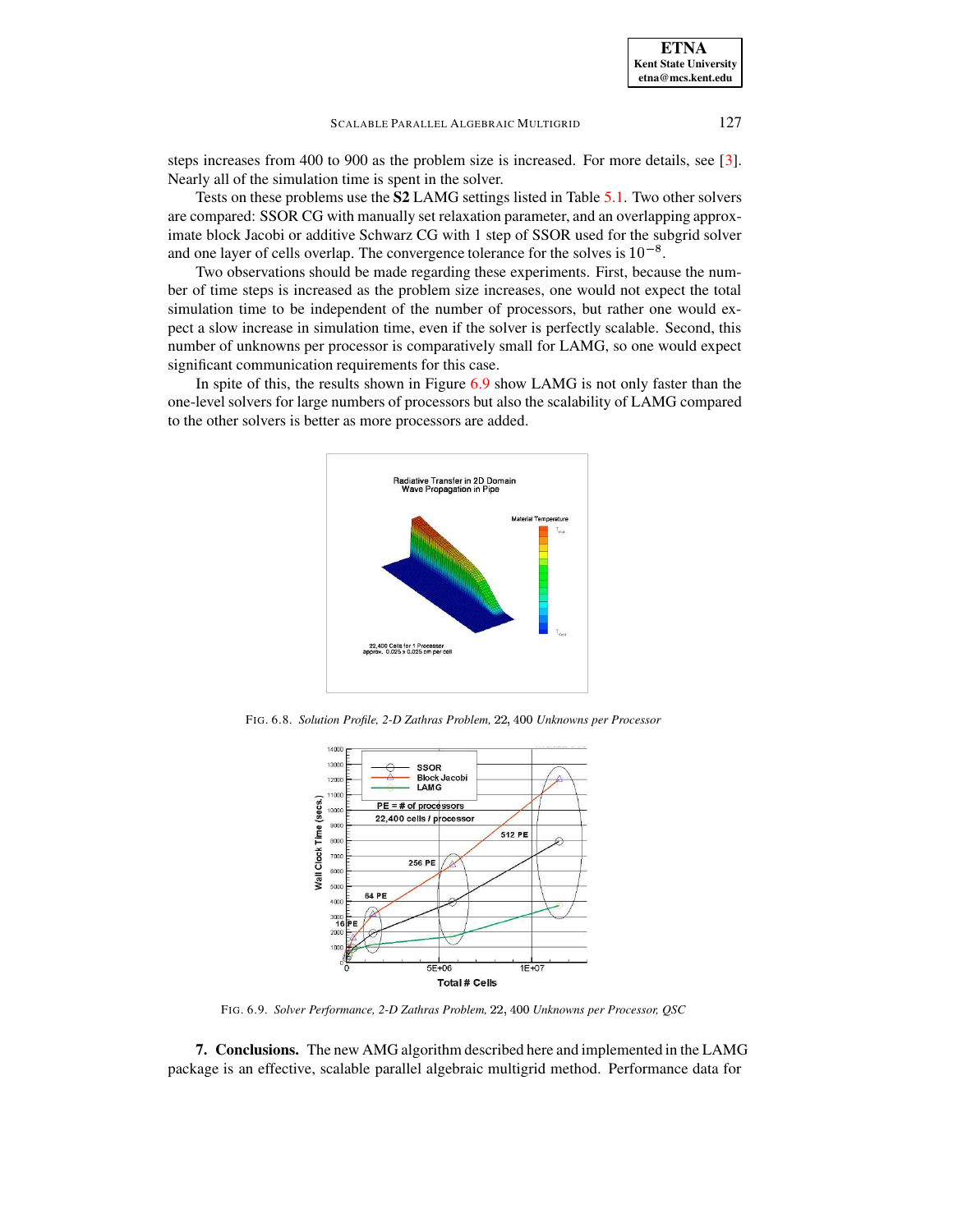steps increases from 400 to 900 as the problem size is increased. For more details, see [3]. Nearly all of the simulation time is spent in the solver.

Tests on these problems use the **S2** LAMG settings listed in Table 5.1. Two other solvers are compared: SSOR CG with manually set relaxation parameter, and an overlapping approximate block Jacobi or additive Schwarz CG with 1 step of SSOR used for the subgrid solver and one layer of cells overlap. The convergence tolerance for the solves is $10^{-8}$.

Two observations should be made regarding these experiments. First, because the number of time steps is increased as the problem size increases, one would not expect the total simulation time to be independent of the number of processors, but rather one would expect a slow increase in simulation time, even if the solver is perfectly scalable. Second, this number of unknowns per processor is comparatively small for LAMG, so one would expect significant communication requirements for this case.

In spite of this, the results shown in Figure 6.9 show LAMG is not only faster than the one-level solvers for large numbers of processors but also the scalability of LAMG compared to the other solvers is better as more processors are added.

FIG. 6.8. *Solution Profile, 2-D Zathras Problem,* 22, 400 *Unknowns per Processor*

FIG. 6.9. *Solver Performance, 2-D Zathras Problem,* 22, 400 *Unknowns per Processor, QSC*

**7. Conclusions.** The new AMG algorithm described here and implemented in the LAMG package is an effective, scalable parallel algebraic multigrid method. Performance data for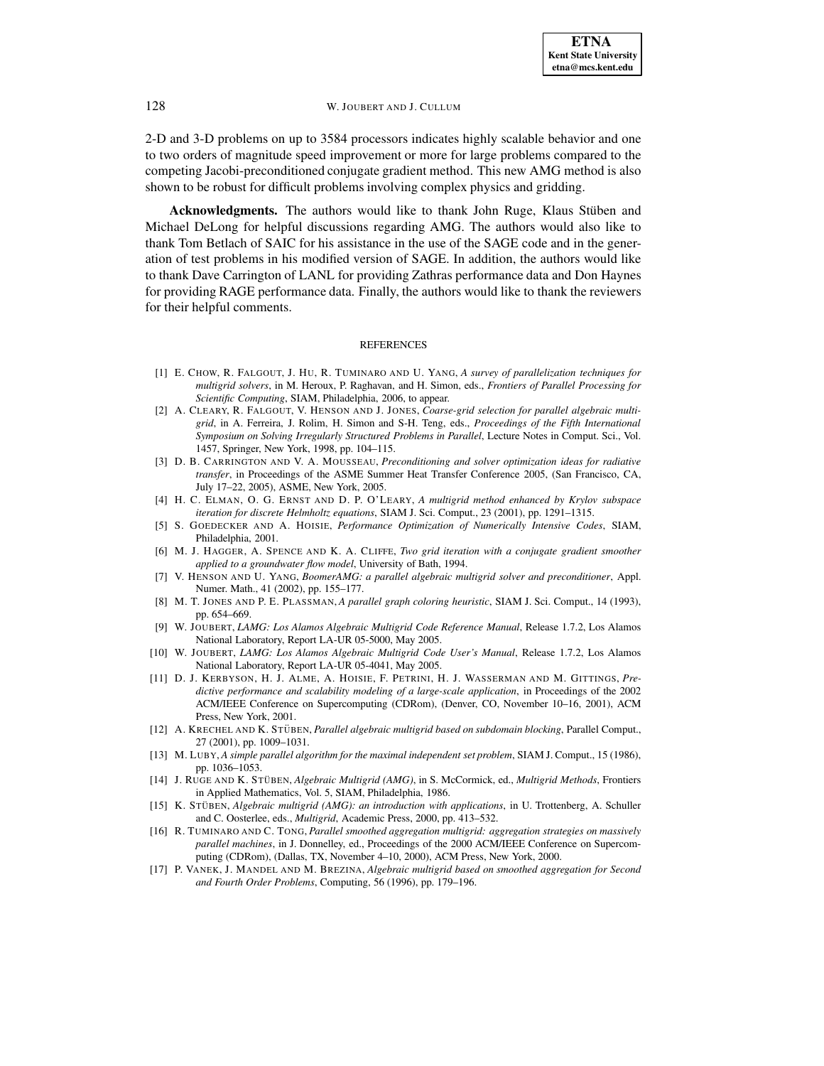2-D and 3-D problems on up to 3584 processors indicates highly scalable behavior and one to two orders of magnitude speed improvement or more for large problems compared to the competing Jacobi-preconditioned conjugate gradient method. This new AMG method is also shown to be robust for difficult problems involving complex physics and gridding.

**Acknowledgments.** The authors would like to thank John Ruge, Klaus Stüben and Michael DeLong for helpful discussions regarding AMG. The authors would also like to thank Tom Betlach of SAIC for his assistance in the use of the SAGE code and in the generation of test problems in his modified version of SAGE. In addition, the authors would like to thank Dave Carrington of LANL for providing Zathras performance data and Don Haynes for providing RAGE performance data. Finally, the authors would like to thank the reviewers for their helpful comments.

## REFERENCES

[1] E. Chow, R. Falgout, J. Hu, R. Tuminaro and U. Yang, *A survey of parallelization techniques for multigrid solvers*, in M. Heroux, P. Raghavan, and H. Simon, eds., *Frontiers of Parallel Processing for Scientific Computing*, SIAM, Philadelphia, 2006, to appear.

[2] A. Cleary, R. Falgout, V. Henson and J. Jones, *Coarse-grid selection for parallel algebraic multigrid*, in A. Ferreira, J. Rolim, H. Simon and S-H. Teng, eds., *Proceedings of the Fifth International Symposium on Solving Irregularly Structured Problems in Parallel*, Lecture Notes in Comput. Sci., Vol. 1457, Springer, New York, 1998, pp. 104–115.

[3] D. B. Carrington and V. A. Mousseau, *Preconditioning and solver optimization ideas for radiative transfer*, in Proceedings of the ASME Summer Heat Transfer Conference 2005, (San Francisco, CA, July 17–22, 2005), ASME, New York, 2005.

[4] H. C. Elman, O. G. Ernst and D. P. O'Leary, *A multigrid method enhanced by Krylov subspace iteration for discrete Helmholtz equations*, SIAM J. Sci. Comput., 23 (2001), pp. 1291–1315.

[5] S. Goedecker and A. Hoisie, *Performance Optimization of Numerically Intensive Codes*, SIAM, Philadelphia, 2001.

[6] M. J. Hagger, A. Spence and K. A. Cliffe, *Two grid iteration with a conjugate gradient smoother applied to a groundwater flow model*, University of Bath, 1994.

[7] V. Henson and U. Yang, *BoomerAMG: a parallel algebraic multigrid solver and preconditioner*, Appl. Numer. Math., 41 (2002), pp. 155–177.

[8] M. T. Jones and P. E. Plassman, *A parallel graph coloring heuristic*, SIAM J. Sci. Comput., 14 (1993), pp. 654–669.

[9] W. Joubert, *LAMG: Los Alamos Algebraic Multigrid Code Reference Manual*, Release 1.7.2, Los Alamos National Laboratory, Report LA-UR 05-5000, May 2005.

[10] W. Joubert, *LAMG: Los Alamos Algebraic Multigrid Code User's Manual*, Release 1.7.2, Los Alamos National Laboratory, Report LA-UR 05-4041, May 2005.

[11] D. J. Kerbyson, H. J. Alme, A. Hoisie, F. Petrini, H. J. Wasserman and M. Gittings, *Predictive performance and scalability modeling of a large-scale application*, in Proceedings of the 2002 ACM/IEEE Conference on Supercomputing (CDRom), (Denver, CO, November 10–16, 2001), ACM Press, New York, 2001.

[12] A. Krechel and K. Stüben, *Parallel algebraic multigrid based on subdomain blocking*, Parallel Comput., 27 (2001), pp. 1009–1031.

[13] M. Luby, *A simple parallel algorithm for the maximal independent set problem*, SIAM J. Comput., 15 (1986), pp. 1036–1053.

[14] J. Ruge and K. Stüben, *Algebraic Multigrid (AMG)*, in S. McCormick, ed., *Multigrid Methods*, Frontiers in Applied Mathematics, Vol. 5, SIAM, Philadelphia, 1986.

[15] K. Stüben, *Algebraic multigrid (AMG): an introduction with applications*, in U. Trottenberg, A. Schuller and C. Oosterlee, eds., *Multigrid*, Academic Press, 2000, pp. 413–532.

[16] R. Tuminaro and C. Tong, *Parallel smoothed aggregation multigrid: aggregation strategies on massively parallel machines*, in J. Donnelley, ed., Proceedings of the 2000 ACM/IEEE Conference on Supercomputing (CDRom), (Dallas, TX, November 4–10, 2000), ACM Press, New York, 2000.

[17] P. Vanek, J. Mandel and M. Brezina, *Algebraic multigrid based on smoothed aggregation for Second and Fourth Order Problems*, Computing, 56 (1996), pp. 179–196.